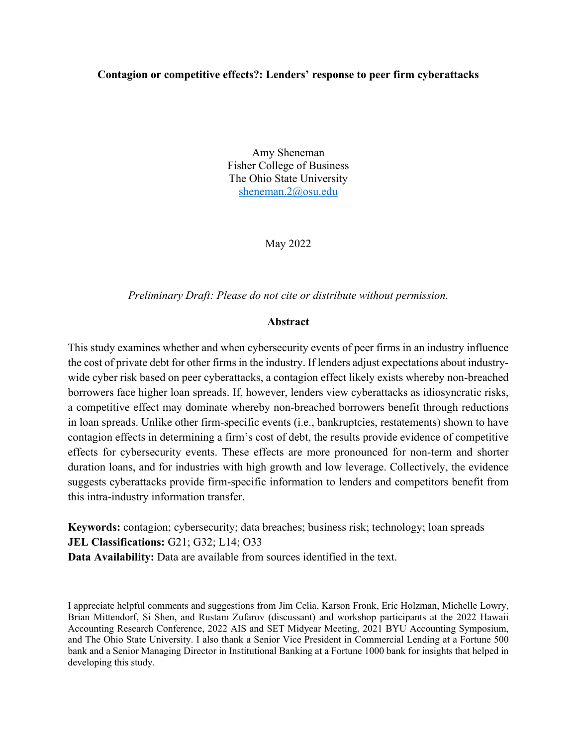# Contagion or competitive effects?: Lenders' response to peer firm cyberattacks

Amy Sheneman
Fisher College of Business
The Ohio State University
sheneman.2@osu.edu

May 2022

*Preliminary Draft: Please do not cite or distribute without permission.*

## Abstract

This study examines whether and when cybersecurity events of peer firms in an industry influence the cost of private debt for other firms in the industry. If lenders adjust expectations about industry-wide cyber risk based on peer cyberattacks, a contagion effect likely exists whereby non-breached borrowers face higher loan spreads. If, however, lenders view cyberattacks as idiosyncratic risks, a competitive effect may dominate whereby non-breached borrowers benefit through reductions in loan spreads. Unlike other firm-specific events (i.e., bankruptcies, restatements) shown to have contagion effects in determining a firm's cost of debt, the results provide evidence of competitive effects for cybersecurity events. These effects are more pronounced for non-term and shorter duration loans, and for industries with high growth and low leverage. Collectively, the evidence suggests cyberattacks provide firm-specific information to lenders and competitors benefit from this intra-industry information transfer.

**Keywords:** contagion; cybersecurity; data breaches; business risk; technology; loan spreads
**JEL Classifications:** G21; G32; L14; O33
**Data Availability:** Data are available from sources identified in the text.

I appreciate helpful comments and suggestions from Jim Celia, Karson Fronk, Eric Holzman, Michelle Lowry, Brian Mittendorf, Si Shen, and Rustam Zufarov (discussant) and workshop participants at the 2022 Hawaii Accounting Research Conference, 2022 AIS and SET Midyear Meeting, 2021 BYU Accounting Symposium, and The Ohio State University. I also thank a Senior Vice President in Commercial Lending at a Fortune 500 bank and a Senior Managing Director in Institutional Banking at a Fortune 1000 bank for insights that helped in developing this study.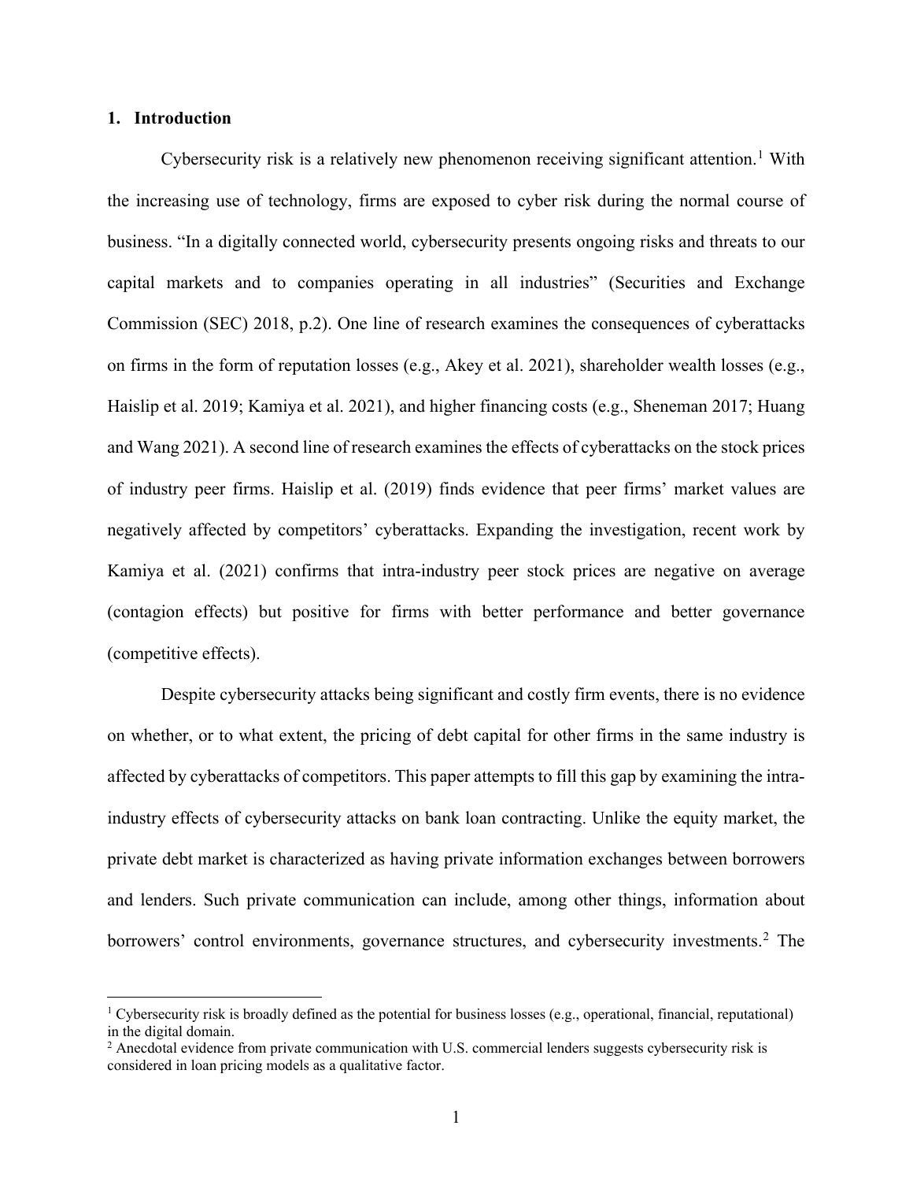## 1. Introduction

Cybersecurity risk is a relatively new phenomenon receiving significant attention.[1] With the increasing use of technology, firms are exposed to cyber risk during the normal course of business. "In a digitally connected world, cybersecurity presents ongoing risks and threats to our capital markets and to companies operating in all industries" (Securities and Exchange Commission (SEC) 2018, p.2). One line of research examines the consequences of cyberattacks on firms in the form of reputation losses (e.g., Akey et al. 2021), shareholder wealth losses (e.g., Haislip et al. 2019; Kamiya et al. 2021), and higher financing costs (e.g., Sheneman 2017; Huang and Wang 2021). A second line of research examines the effects of cyberattacks on the stock prices of industry peer firms. Haislip et al. (2019) finds evidence that peer firms' market values are negatively affected by competitors' cyberattacks. Expanding the investigation, recent work by Kamiya et al. (2021) confirms that intra-industry peer stock prices are negative on average (contagion effects) but positive for firms with better performance and better governance (competitive effects).

Despite cybersecurity attacks being significant and costly firm events, there is no evidence on whether, or to what extent, the pricing of debt capital for other firms in the same industry is affected by cyberattacks of competitors. This paper attempts to fill this gap by examining the intra-industry effects of cybersecurity attacks on bank loan contracting. Unlike the equity market, the private debt market is characterized as having private information exchanges between borrowers and lenders. Such private communication can include, among other things, information about borrowers' control environments, governance structures, and cybersecurity investments.[2] The

[1] Cybersecurity risk is broadly defined as the potential for business losses (e.g., operational, financial, reputational) in the digital domain.

[2] Anecdotal evidence from private communication with U.S. commercial lenders suggests cybersecurity risk is considered in loan pricing models as a qualitative factor.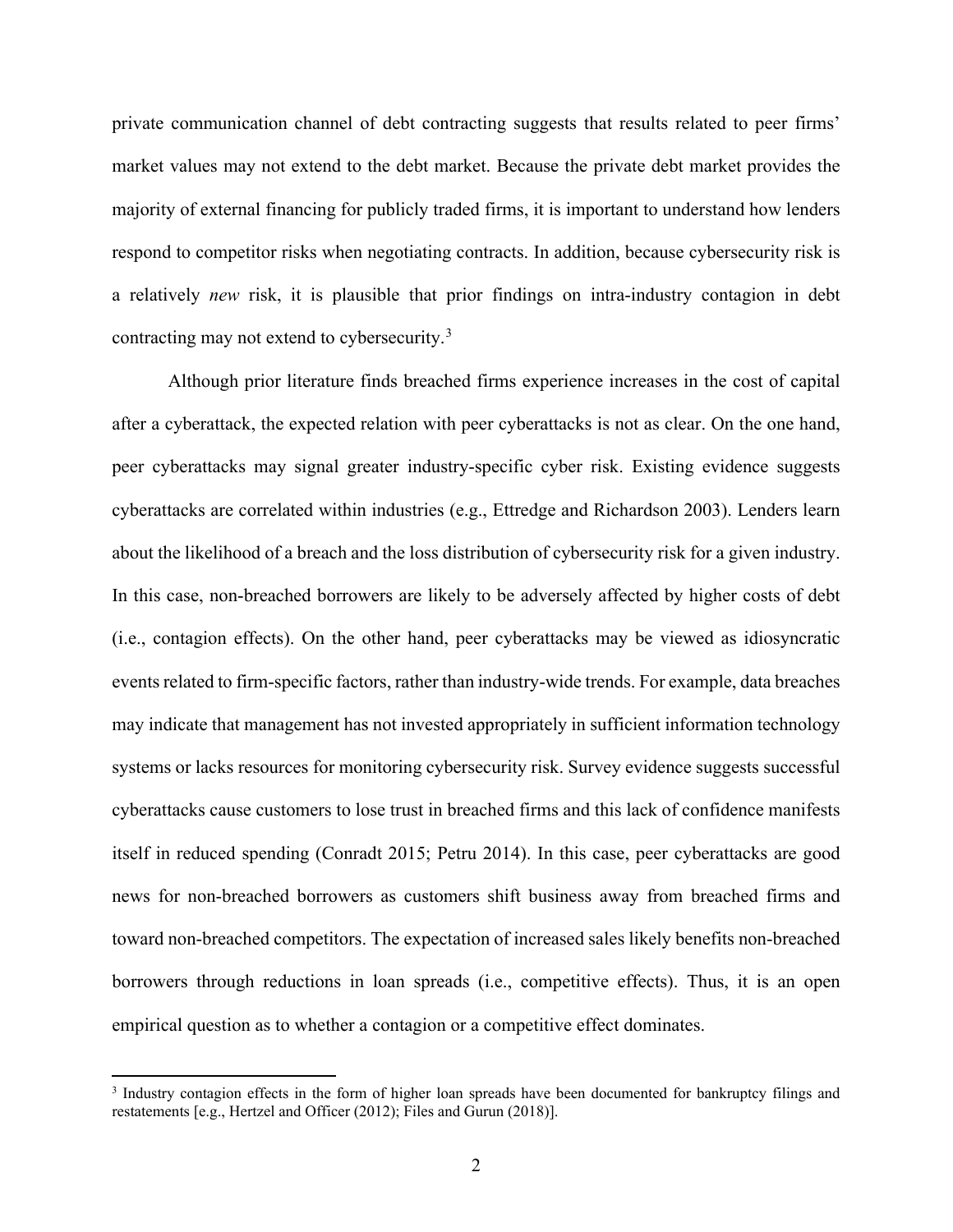private communication channel of debt contracting suggests that results related to peer firms' market values may not extend to the debt market. Because the private debt market provides the majority of external financing for publicly traded firms, it is important to understand how lenders respond to competitor risks when negotiating contracts. In addition, because cybersecurity risk is a relatively *new* risk, it is plausible that prior findings on intra-industry contagion in debt contracting may not extend to cybersecurity.[3]

Although prior literature finds breached firms experience increases in the cost of capital after a cyberattack, the expected relation with peer cyberattacks is not as clear. On the one hand, peer cyberattacks may signal greater industry-specific cyber risk. Existing evidence suggests cyberattacks are correlated within industries (e.g., Ettredge and Richardson 2003). Lenders learn about the likelihood of a breach and the loss distribution of cybersecurity risk for a given industry. In this case, non-breached borrowers are likely to be adversely affected by higher costs of debt (i.e., contagion effects). On the other hand, peer cyberattacks may be viewed as idiosyncratic events related to firm-specific factors, rather than industry-wide trends. For example, data breaches may indicate that management has not invested appropriately in sufficient information technology systems or lacks resources for monitoring cybersecurity risk. Survey evidence suggests successful cyberattacks cause customers to lose trust in breached firms and this lack of confidence manifests itself in reduced spending (Conradt 2015; Petru 2014). In this case, peer cyberattacks are good news for non-breached borrowers as customers shift business away from breached firms and toward non-breached competitors. The expectation of increased sales likely benefits non-breached borrowers through reductions in loan spreads (i.e., competitive effects). Thus, it is an open empirical question as to whether a contagion or a competitive effect dominates.

[3] Industry contagion effects in the form of higher loan spreads have been documented for bankruptcy filings and restatements [e.g., Hertzel and Officer (2012); Files and Gurun (2018)].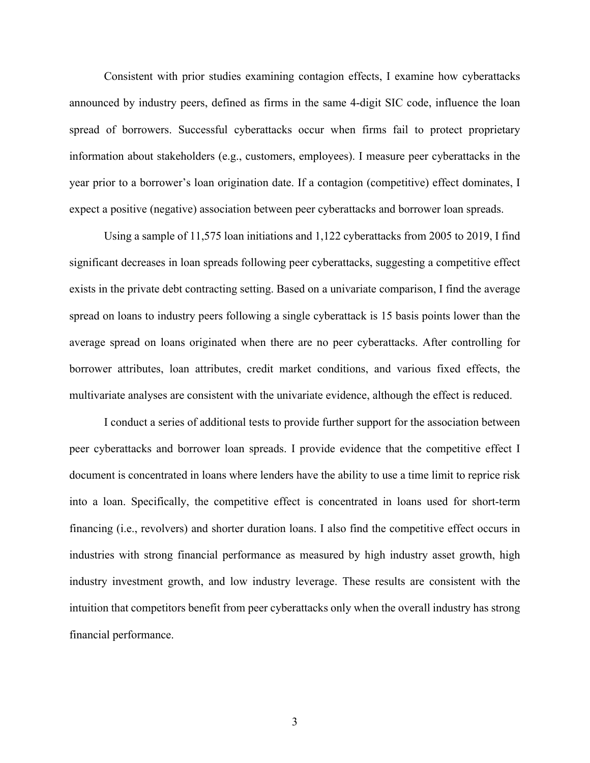Consistent with prior studies examining contagion effects, I examine how cyberattacks announced by industry peers, defined as firms in the same 4-digit SIC code, influence the loan spread of borrowers. Successful cyberattacks occur when firms fail to protect proprietary information about stakeholders (e.g., customers, employees). I measure peer cyberattacks in the year prior to a borrower's loan origination date. If a contagion (competitive) effect dominates, I expect a positive (negative) association between peer cyberattacks and borrower loan spreads.

Using a sample of 11,575 loan initiations and 1,122 cyberattacks from 2005 to 2019, I find significant decreases in loan spreads following peer cyberattacks, suggesting a competitive effect exists in the private debt contracting setting. Based on a univariate comparison, I find the average spread on loans to industry peers following a single cyberattack is 15 basis points lower than the average spread on loans originated when there are no peer cyberattacks. After controlling for borrower attributes, loan attributes, credit market conditions, and various fixed effects, the multivariate analyses are consistent with the univariate evidence, although the effect is reduced.

I conduct a series of additional tests to provide further support for the association between peer cyberattacks and borrower loan spreads. I provide evidence that the competitive effect I document is concentrated in loans where lenders have the ability to use a time limit to reprice risk into a loan. Specifically, the competitive effect is concentrated in loans used for short-term financing (i.e., revolvers) and shorter duration loans. I also find the competitive effect occurs in industries with strong financial performance as measured by high industry asset growth, high industry investment growth, and low industry leverage. These results are consistent with the intuition that competitors benefit from peer cyberattacks only when the overall industry has strong financial performance.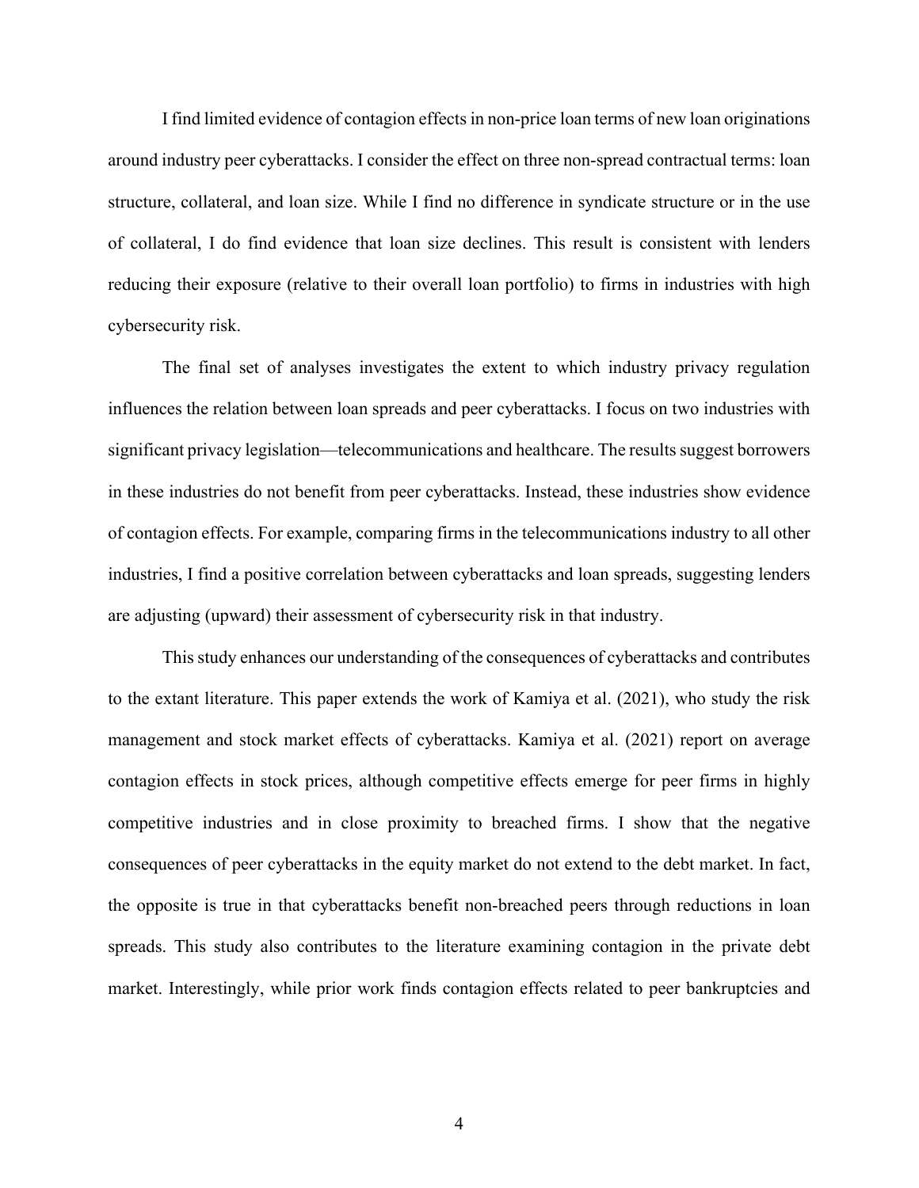I find limited evidence of contagion effects in non-price loan terms of new loan originations around industry peer cyberattacks. I consider the effect on three non-spread contractual terms: loan structure, collateral, and loan size. While I find no difference in syndicate structure or in the use of collateral, I do find evidence that loan size declines. This result is consistent with lenders reducing their exposure (relative to their overall loan portfolio) to firms in industries with high cybersecurity risk.

The final set of analyses investigates the extent to which industry privacy regulation influences the relation between loan spreads and peer cyberattacks. I focus on two industries with significant privacy legislation—telecommunications and healthcare. The results suggest borrowers in these industries do not benefit from peer cyberattacks. Instead, these industries show evidence of contagion effects. For example, comparing firms in the telecommunications industry to all other industries, I find a positive correlation between cyberattacks and loan spreads, suggesting lenders are adjusting (upward) their assessment of cybersecurity risk in that industry.

This study enhances our understanding of the consequences of cyberattacks and contributes to the extant literature. This paper extends the work of Kamiya et al. (2021), who study the risk management and stock market effects of cyberattacks. Kamiya et al. (2021) report on average contagion effects in stock prices, although competitive effects emerge for peer firms in highly competitive industries and in close proximity to breached firms. I show that the negative consequences of peer cyberattacks in the equity market do not extend to the debt market. In fact, the opposite is true in that cyberattacks benefit non-breached peers through reductions in loan spreads. This study also contributes to the literature examining contagion in the private debt market. Interestingly, while prior work finds contagion effects related to peer bankruptcies and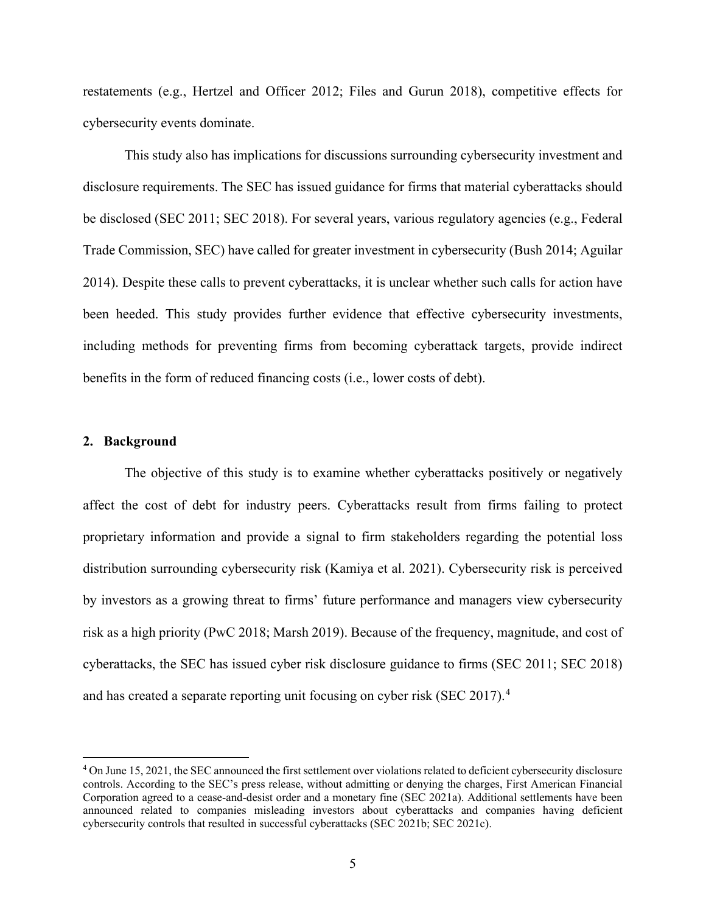restatements (e.g., Hertzel and Officer 2012; Files and Gurun 2018), competitive effects for cybersecurity events dominate.

This study also has implications for discussions surrounding cybersecurity investment and disclosure requirements. The SEC has issued guidance for firms that material cyberattacks should be disclosed (SEC 2011; SEC 2018). For several years, various regulatory agencies (e.g., Federal Trade Commission, SEC) have called for greater investment in cybersecurity (Bush 2014; Aguilar 2014). Despite these calls to prevent cyberattacks, it is unclear whether such calls for action have been heeded. This study provides further evidence that effective cybersecurity investments, including methods for preventing firms from becoming cyberattack targets, provide indirect benefits in the form of reduced financing costs (i.e., lower costs of debt).

## 2. Background

The objective of this study is to examine whether cyberattacks positively or negatively affect the cost of debt for industry peers. Cyberattacks result from firms failing to protect proprietary information and provide a signal to firm stakeholders regarding the potential loss distribution surrounding cybersecurity risk (Kamiya et al. 2021). Cybersecurity risk is perceived by investors as a growing threat to firms' future performance and managers view cybersecurity risk as a high priority (PwC 2018; Marsh 2019). Because of the frequency, magnitude, and cost of cyberattacks, the SEC has issued cyber risk disclosure guidance to firms (SEC 2011; SEC 2018) and has created a separate reporting unit focusing on cyber risk (SEC 2017).[4]

[4] On June 15, 2021, the SEC announced the first settlement over violations related to deficient cybersecurity disclosure controls. According to the SEC's press release, without admitting or denying the charges, First American Financial Corporation agreed to a cease-and-desist order and a monetary fine (SEC 2021a). Additional settlements have been announced related to companies misleading investors about cyberattacks and companies having deficient cybersecurity controls that resulted in successful cyberattacks (SEC 2021b; SEC 2021c).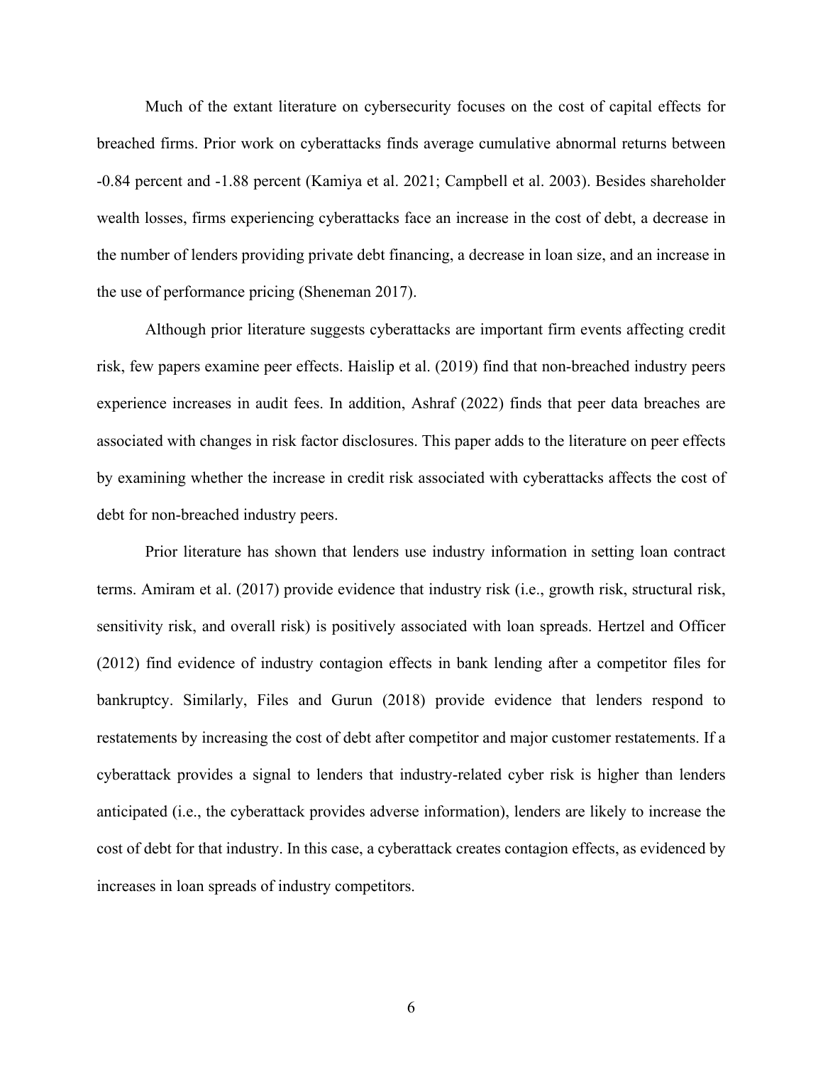Much of the extant literature on cybersecurity focuses on the cost of capital effects for breached firms. Prior work on cyberattacks finds average cumulative abnormal returns between -0.84 percent and -1.88 percent (Kamiya et al. 2021; Campbell et al. 2003). Besides shareholder wealth losses, firms experiencing cyberattacks face an increase in the cost of debt, a decrease in the number of lenders providing private debt financing, a decrease in loan size, and an increase in the use of performance pricing (Sheneman 2017).

Although prior literature suggests cyberattacks are important firm events affecting credit risk, few papers examine peer effects. Haislip et al. (2019) find that non-breached industry peers experience increases in audit fees. In addition, Ashraf (2022) finds that peer data breaches are associated with changes in risk factor disclosures. This paper adds to the literature on peer effects by examining whether the increase in credit risk associated with cyberattacks affects the cost of debt for non-breached industry peers.

Prior literature has shown that lenders use industry information in setting loan contract terms. Amiram et al. (2017) provide evidence that industry risk (i.e., growth risk, structural risk, sensitivity risk, and overall risk) is positively associated with loan spreads. Hertzel and Officer (2012) find evidence of industry contagion effects in bank lending after a competitor files for bankruptcy. Similarly, Files and Gurun (2018) provide evidence that lenders respond to restatements by increasing the cost of debt after competitor and major customer restatements. If a cyberattack provides a signal to lenders that industry-related cyber risk is higher than lenders anticipated (i.e., the cyberattack provides adverse information), lenders are likely to increase the cost of debt for that industry. In this case, a cyberattack creates contagion effects, as evidenced by increases in loan spreads of industry competitors.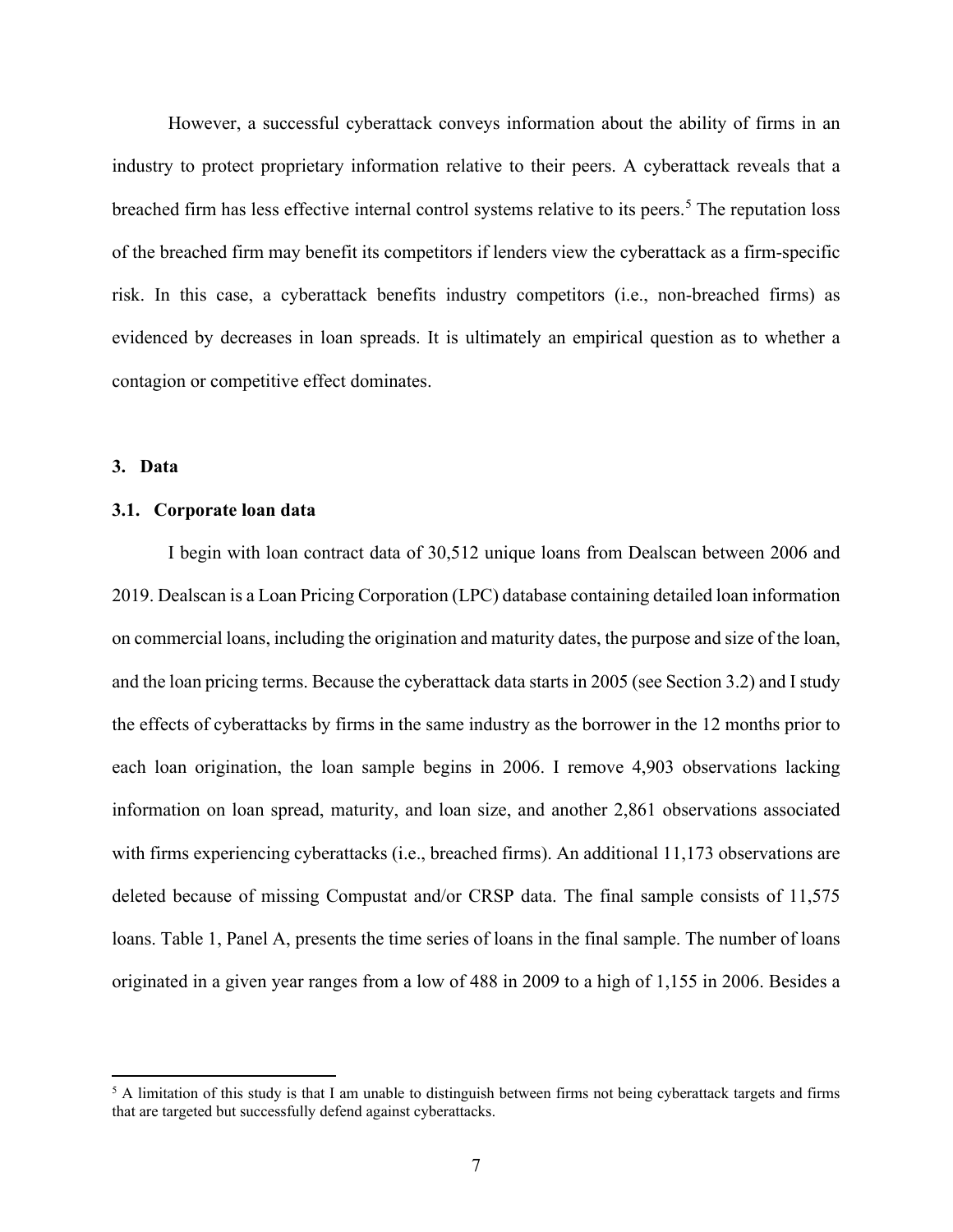However, a successful cyberattack conveys information about the ability of firms in an industry to protect proprietary information relative to their peers. A cyberattack reveals that a breached firm has less effective internal control systems relative to its peers.[5] The reputation loss of the breached firm may benefit its competitors if lenders view the cyberattack as a firm-specific risk. In this case, a cyberattack benefits industry competitors (i.e., non-breached firms) as evidenced by decreases in loan spreads. It is ultimately an empirical question as to whether a contagion or competitive effect dominates.

## 3. Data

### 3.1. Corporate loan data

I begin with loan contract data of 30,512 unique loans from Dealscan between 2006 and 2019. Dealscan is a Loan Pricing Corporation (LPC) database containing detailed loan information on commercial loans, including the origination and maturity dates, the purpose and size of the loan, and the loan pricing terms. Because the cyberattack data starts in 2005 (see Section 3.2) and I study the effects of cyberattacks by firms in the same industry as the borrower in the 12 months prior to each loan origination, the loan sample begins in 2006. I remove 4,903 observations lacking information on loan spread, maturity, and loan size, and another 2,861 observations associated with firms experiencing cyberattacks (i.e., breached firms). An additional 11,173 observations are deleted because of missing Compustat and/or CRSP data. The final sample consists of 11,575 loans. Table 1, Panel A, presents the time series of loans in the final sample. The number of loans originated in a given year ranges from a low of 488 in 2009 to a high of 1,155 in 2006. Besides a

[5] A limitation of this study is that I am unable to distinguish between firms not being cyberattack targets and firms that are targeted but successfully defend against cyberattacks.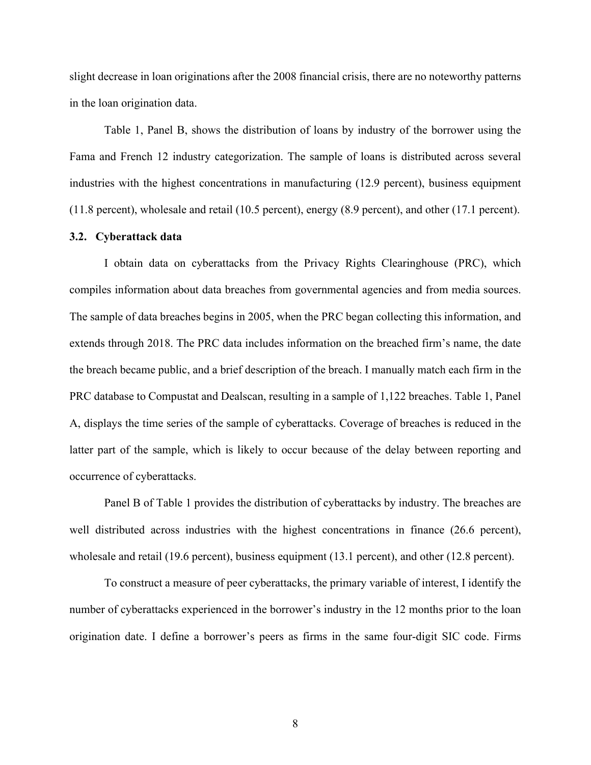slight decrease in loan originations after the 2008 financial crisis, there are no noteworthy patterns in the loan origination data.

Table 1, Panel B, shows the distribution of loans by industry of the borrower using the Fama and French 12 industry categorization. The sample of loans is distributed across several industries with the highest concentrations in manufacturing (12.9 percent), business equipment (11.8 percent), wholesale and retail (10.5 percent), energy (8.9 percent), and other (17.1 percent).

### 3.2. Cyberattack data

I obtain data on cyberattacks from the Privacy Rights Clearinghouse (PRC), which compiles information about data breaches from governmental agencies and from media sources. The sample of data breaches begins in 2005, when the PRC began collecting this information, and extends through 2018. The PRC data includes information on the breached firm's name, the date the breach became public, and a brief description of the breach. I manually match each firm in the PRC database to Compustat and Dealscan, resulting in a sample of 1,122 breaches. Table 1, Panel A, displays the time series of the sample of cyberattacks. Coverage of breaches is reduced in the latter part of the sample, which is likely to occur because of the delay between reporting and occurrence of cyberattacks.

Panel B of Table 1 provides the distribution of cyberattacks by industry. The breaches are well distributed across industries with the highest concentrations in finance (26.6 percent), wholesale and retail (19.6 percent), business equipment (13.1 percent), and other (12.8 percent).

To construct a measure of peer cyberattacks, the primary variable of interest, I identify the number of cyberattacks experienced in the borrower's industry in the 12 months prior to the loan origination date. I define a borrower's peers as firms in the same four-digit SIC code. Firms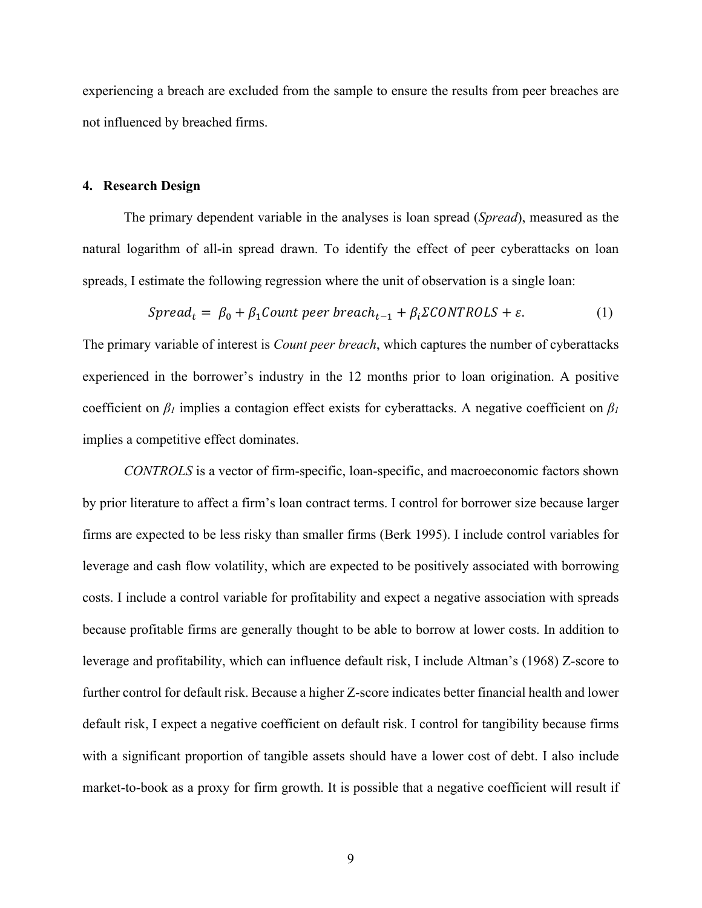experiencing a breach are excluded from the sample to ensure the results from peer breaches are not influenced by breached firms.

## 4. Research Design

The primary dependent variable in the analyses is loan spread (*Spread*), measured as the natural logarithm of all-in spread drawn. To identify the effect of peer cyberattacks on loan spreads, I estimate the following regression where the unit of observation is a single loan:

$$Spread_t = \beta_0 + \beta_1 Count\ peer\ breach_{t-1} + \beta_i \Sigma CONTROLS + \varepsilon. \tag{1}$$

The primary variable of interest is *Count peer breach*, which captures the number of cyberattacks experienced in the borrower's industry in the 12 months prior to loan origination. A positive coefficient on $\beta_1$ implies a contagion effect exists for cyberattacks. A negative coefficient on $\beta_1$ implies a competitive effect dominates.

*CONTROLS* is a vector of firm-specific, loan-specific, and macroeconomic factors shown by prior literature to affect a firm's loan contract terms. I control for borrower size because larger firms are expected to be less risky than smaller firms (Berk 1995). I include control variables for leverage and cash flow volatility, which are expected to be positively associated with borrowing costs. I include a control variable for profitability and expect a negative association with spreads because profitable firms are generally thought to be able to borrow at lower costs. In addition to leverage and profitability, which can influence default risk, I include Altman's (1968) Z-score to further control for default risk. Because a higher Z-score indicates better financial health and lower default risk, I expect a negative coefficient on default risk. I control for tangibility because firms with a significant proportion of tangible assets should have a lower cost of debt. I also include market-to-book as a proxy for firm growth. It is possible that a negative coefficient will result if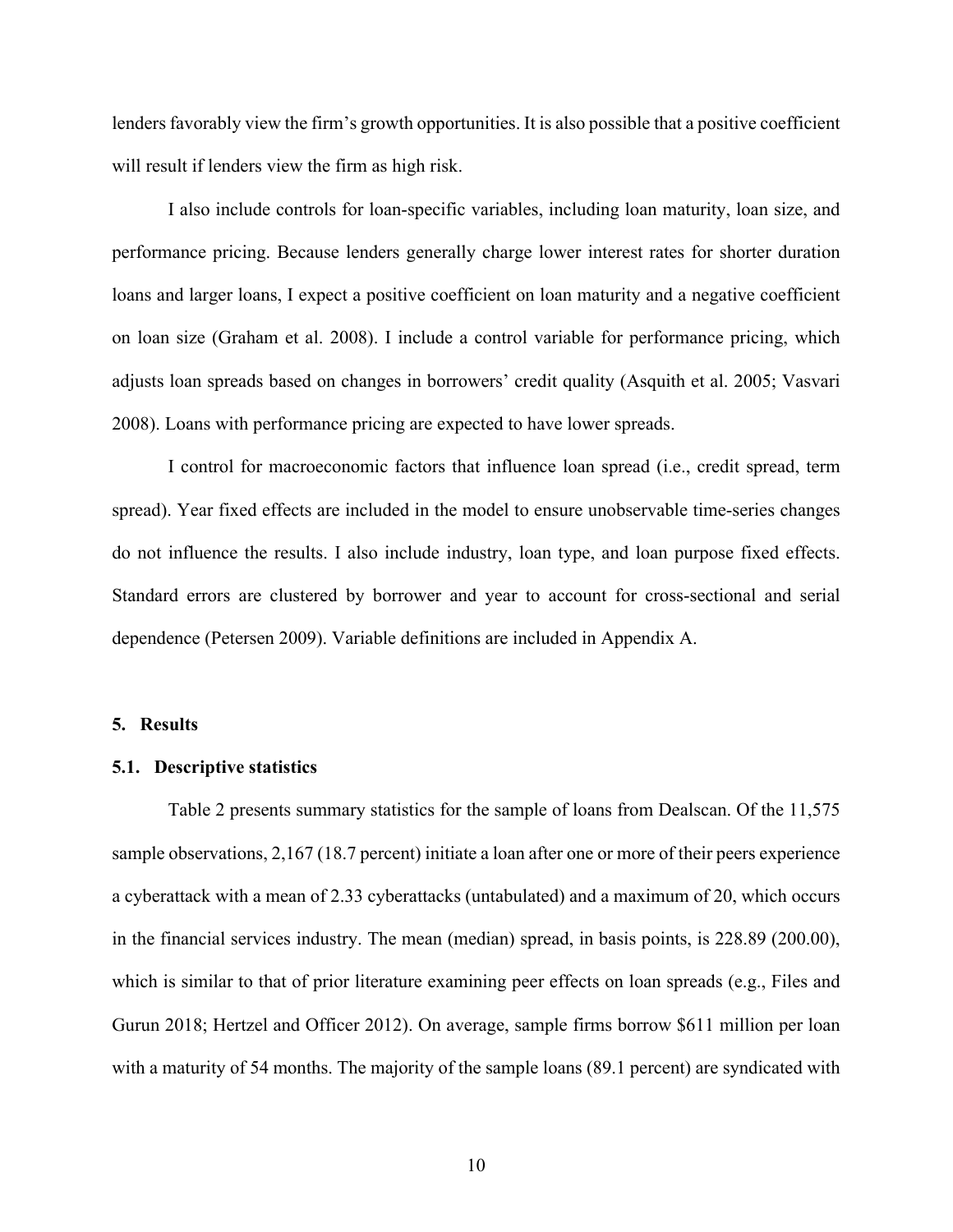lenders favorably view the firm's growth opportunities. It is also possible that a positive coefficient will result if lenders view the firm as high risk.

I also include controls for loan-specific variables, including loan maturity, loan size, and performance pricing. Because lenders generally charge lower interest rates for shorter duration loans and larger loans, I expect a positive coefficient on loan maturity and a negative coefficient on loan size (Graham et al. 2008). I include a control variable for performance pricing, which adjusts loan spreads based on changes in borrowers' credit quality (Asquith et al. 2005; Vasvari 2008). Loans with performance pricing are expected to have lower spreads.

I control for macroeconomic factors that influence loan spread (i.e., credit spread, term spread). Year fixed effects are included in the model to ensure unobservable time-series changes do not influence the results. I also include industry, loan type, and loan purpose fixed effects. Standard errors are clustered by borrower and year to account for cross-sectional and serial dependence (Petersen 2009). Variable definitions are included in Appendix A.

## 5. Results

### 5.1. Descriptive statistics

Table 2 presents summary statistics for the sample of loans from Dealscan. Of the 11,575 sample observations, 2,167 (18.7 percent) initiate a loan after one or more of their peers experience a cyberattack with a mean of 2.33 cyberattacks (untabulated) and a maximum of 20, which occurs in the financial services industry. The mean (median) spread, in basis points, is 228.89 (200.00), which is similar to that of prior literature examining peer effects on loan spreads (e.g., Files and Gurun 2018; Hertzel and Officer 2012). On average, sample firms borrow \$611 million per loan with a maturity of 54 months. The majority of the sample loans (89.1 percent) are syndicated with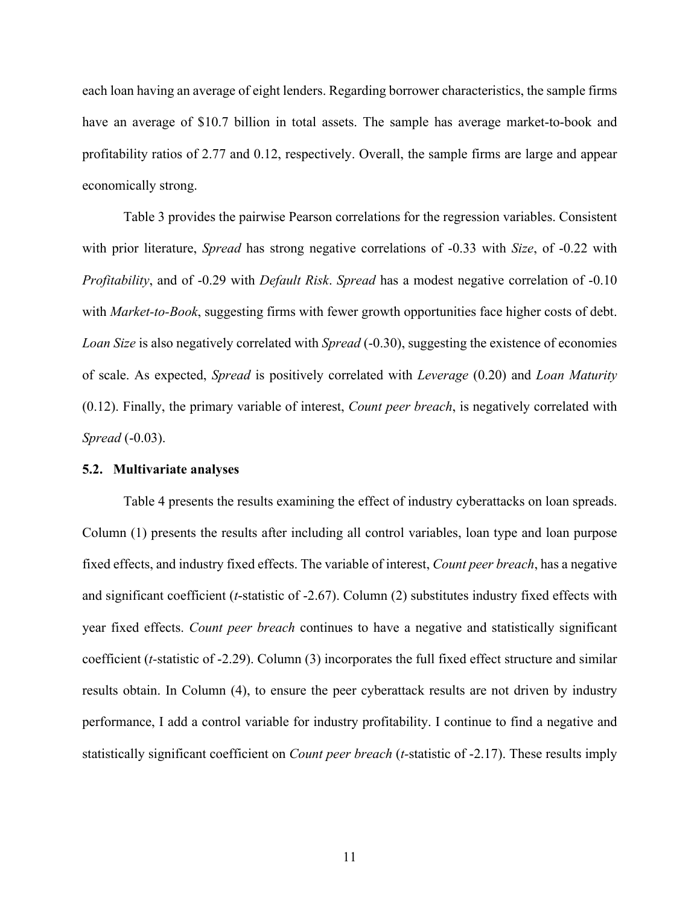each loan having an average of eight lenders. Regarding borrower characteristics, the sample firms have an average of $10.7 billion in total assets. The sample has average market-to-book and profitability ratios of 2.77 and 0.12, respectively. Overall, the sample firms are large and appear economically strong.

Table 3 provides the pairwise Pearson correlations for the regression variables. Consistent with prior literature, *Spread* has strong negative correlations of -0.33 with *Size*, of -0.22 with *Profitability*, and of -0.29 with *Default Risk*. *Spread* has a modest negative correlation of -0.10 with *Market-to-Book*, suggesting firms with fewer growth opportunities face higher costs of debt. *Loan Size* is also negatively correlated with *Spread* (-0.30), suggesting the existence of economies of scale. As expected, *Spread* is positively correlated with *Leverage* (0.20) and *Loan Maturity* (0.12). Finally, the primary variable of interest, *Count peer breach*, is negatively correlated with *Spread* (-0.03).

### 5.2. Multivariate analyses

Table 4 presents the results examining the effect of industry cyberattacks on loan spreads. Column (1) presents the results after including all control variables, loan type and loan purpose fixed effects, and industry fixed effects. The variable of interest, *Count peer breach*, has a negative and significant coefficient (*t*-statistic of -2.67). Column (2) substitutes industry fixed effects with year fixed effects. *Count peer breach* continues to have a negative and statistically significant coefficient (*t*-statistic of -2.29). Column (3) incorporates the full fixed effect structure and similar results obtain. In Column (4), to ensure the peer cyberattack results are not driven by industry performance, I add a control variable for industry profitability. I continue to find a negative and statistically significant coefficient on *Count peer breach* (*t*-statistic of -2.17). These results imply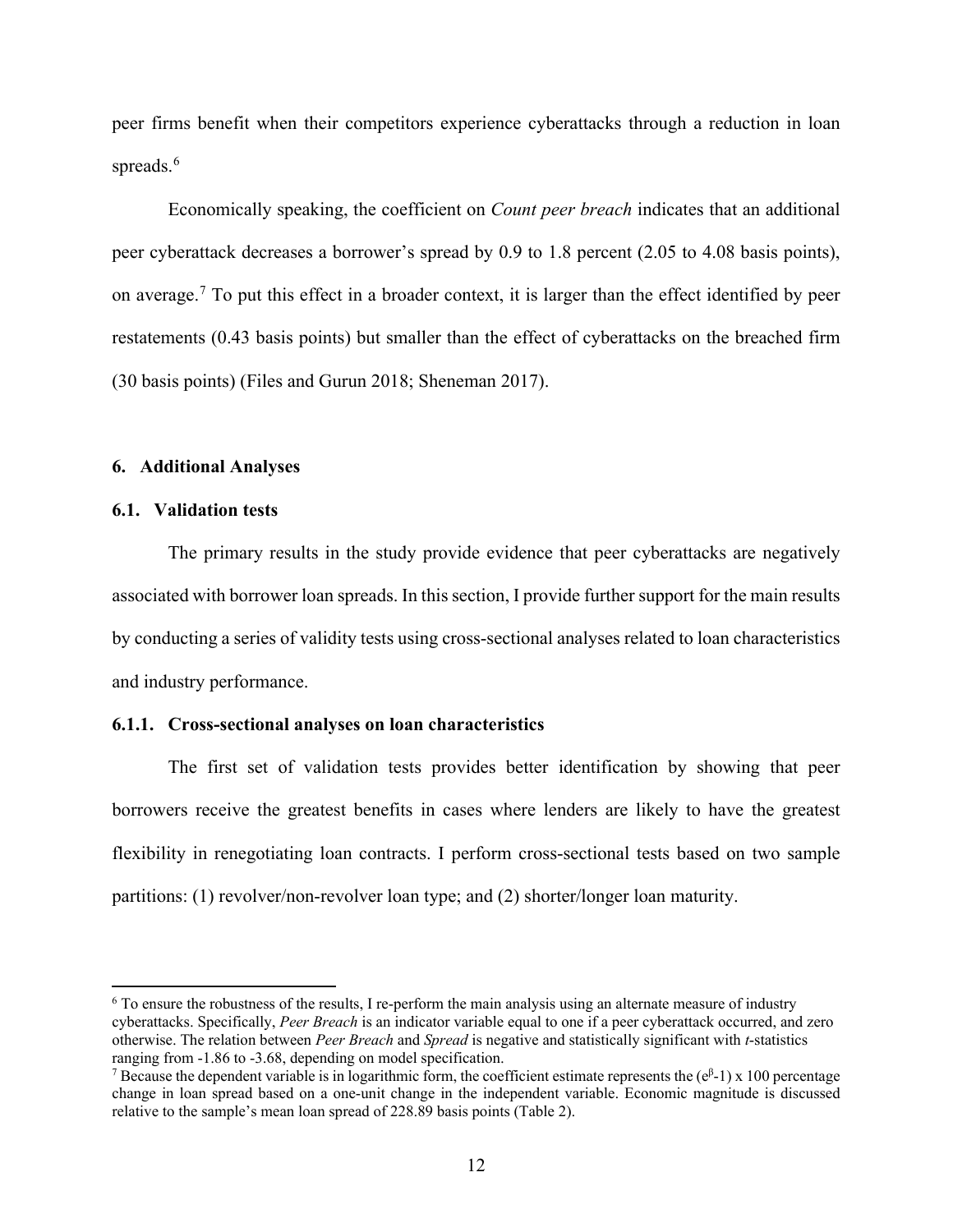peer firms benefit when their competitors experience cyberattacks through a reduction in loan spreads.[6]

Economically speaking, the coefficient on *Count peer breach* indicates that an additional peer cyberattack decreases a borrower's spread by 0.9 to 1.8 percent (2.05 to 4.08 basis points), on average.[7] To put this effect in a broader context, it is larger than the effect identified by peer restatements (0.43 basis points) but smaller than the effect of cyberattacks on the breached firm (30 basis points) (Files and Gurun 2018; Sheneman 2017).

## 6. Additional Analyses

### 6.1. Validation tests

The primary results in the study provide evidence that peer cyberattacks are negatively associated with borrower loan spreads. In this section, I provide further support for the main results by conducting a series of validity tests using cross-sectional analyses related to loan characteristics and industry performance.

#### 6.1.1. Cross-sectional analyses on loan characteristics

The first set of validation tests provides better identification by showing that peer borrowers receive the greatest benefits in cases where lenders are likely to have the greatest flexibility in renegotiating loan contracts. I perform cross-sectional tests based on two sample partitions: (1) revolver/non-revolver loan type; and (2) shorter/longer loan maturity.

---

[6] To ensure the robustness of the results, I re-perform the main analysis using an alternate measure of industry cyberattacks. Specifically, *Peer Breach* is an indicator variable equal to one if a peer cyberattack occurred, and zero otherwise. The relation between *Peer Breach* and *Spread* is negative and statistically significant with *t*-statistics ranging from -1.86 to -3.68, depending on model specification.

[7] Because the dependent variable is in logarithmic form, the coefficient estimate represents the $(e^{\beta}-1) \times 100$ percentage change in loan spread based on a one-unit change in the independent variable. Economic magnitude is discussed relative to the sample's mean loan spread of 228.89 basis points (Table 2).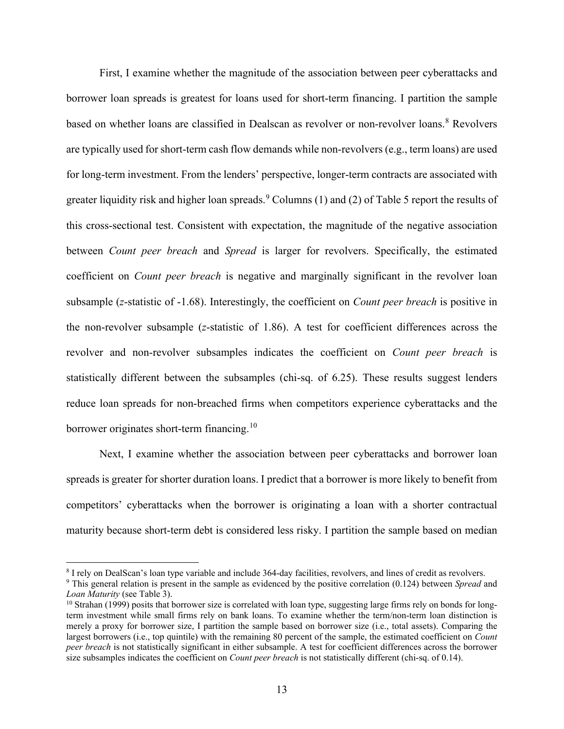First, I examine whether the magnitude of the association between peer cyberattacks and borrower loan spreads is greatest for loans used for short-term financing. I partition the sample based on whether loans are classified in Dealscan as revolver or non-revolver loans.[8] Revolvers are typically used for short-term cash flow demands while non-revolvers (e.g., term loans) are used for long-term investment. From the lenders' perspective, longer-term contracts are associated with greater liquidity risk and higher loan spreads.[9] Columns (1) and (2) of Table 5 report the results of this cross-sectional test. Consistent with expectation, the magnitude of the negative association between *Count peer breach* and *Spread* is larger for revolvers. Specifically, the estimated coefficient on *Count peer breach* is negative and marginally significant in the revolver loan subsample (*z*-statistic of -1.68). Interestingly, the coefficient on *Count peer breach* is positive in the non-revolver subsample (*z*-statistic of 1.86). A test for coefficient differences across the revolver and non-revolver subsamples indicates the coefficient on *Count peer breach* is statistically different between the subsamples (chi-sq. of 6.25). These results suggest lenders reduce loan spreads for non-breached firms when competitors experience cyberattacks and the borrower originates short-term financing.[10]

Next, I examine whether the association between peer cyberattacks and borrower loan spreads is greater for shorter duration loans. I predict that a borrower is more likely to benefit from competitors' cyberattacks when the borrower is originating a loan with a shorter contractual maturity because short-term debt is considered less risky. I partition the sample based on median

---

[8] I rely on DealScan's loan type variable and include 364-day facilities, revolvers, and lines of credit as revolvers.

[9] This general relation is present in the sample as evidenced by the positive correlation (0.124) between *Spread* and *Loan Maturity* (see Table 3).

[10] Strahan (1999) posits that borrower size is correlated with loan type, suggesting large firms rely on bonds for long-term investment while small firms rely on bank loans. To examine whether the term/non-term loan distinction is merely a proxy for borrower size, I partition the sample based on borrower size (i.e., total assets). Comparing the largest borrowers (i.e., top quintile) with the remaining 80 percent of the sample, the estimated coefficient on *Count peer breach* is not statistically significant in either subsample. A test for coefficient differences across the borrower size subsamples indicates the coefficient on *Count peer breach* is not statistically different (chi-sq. of 0.14).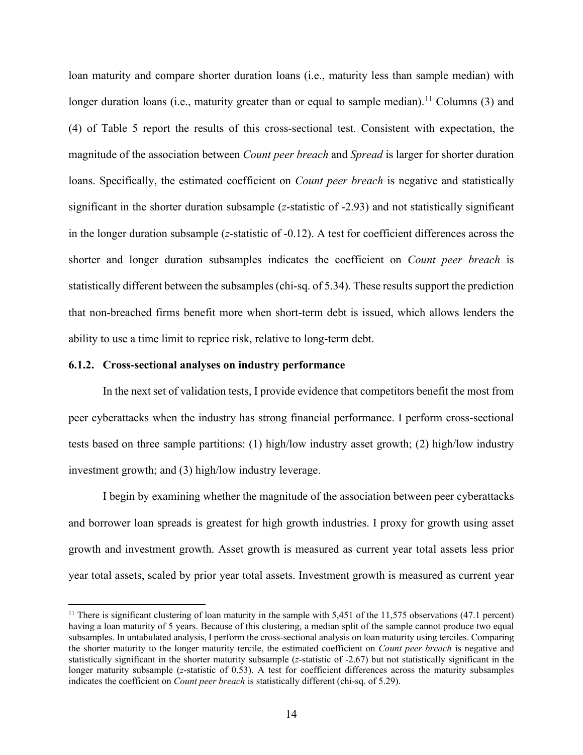loan maturity and compare shorter duration loans (i.e., maturity less than sample median) with longer duration loans (i.e., maturity greater than or equal to sample median).[11] Columns (3) and (4) of Table 5 report the results of this cross-sectional test. Consistent with expectation, the magnitude of the association between *Count peer breach* and *Spread* is larger for shorter duration loans. Specifically, the estimated coefficient on *Count peer breach* is negative and statistically significant in the shorter duration subsample (*z*-statistic of -2.93) and not statistically significant in the longer duration subsample (*z*-statistic of -0.12). A test for coefficient differences across the shorter and longer duration subsamples indicates the coefficient on *Count peer breach* is statistically different between the subsamples (chi-sq. of 5.34). These results support the prediction that non-breached firms benefit more when short-term debt is issued, which allows lenders the ability to use a time limit to reprice risk, relative to long-term debt.

### 6.1.2. Cross-sectional analyses on industry performance

In the next set of validation tests, I provide evidence that competitors benefit the most from peer cyberattacks when the industry has strong financial performance. I perform cross-sectional tests based on three sample partitions: (1) high/low industry asset growth; (2) high/low industry investment growth; and (3) high/low industry leverage.

I begin by examining whether the magnitude of the association between peer cyberattacks and borrower loan spreads is greatest for high growth industries. I proxy for growth using asset growth and investment growth. Asset growth is measured as current year total assets less prior year total assets, scaled by prior year total assets. Investment growth is measured as current year

---

[11] There is significant clustering of loan maturity in the sample with 5,451 of the 11,575 observations (47.1 percent) having a loan maturity of 5 years. Because of this clustering, a median split of the sample cannot produce two equal subsamples. In untabulated analysis, I perform the cross-sectional analysis on loan maturity using terciles. Comparing the shorter maturity to the longer maturity tercile, the estimated coefficient on *Count peer breach* is negative and statistically significant in the shorter maturity subsample (*z*-statistic of -2.67) but not statistically significant in the longer maturity subsample (*z*-statistic of 0.53). A test for coefficient differences across the maturity subsamples indicates the coefficient on *Count peer breach* is statistically different (chi-sq. of 5.29).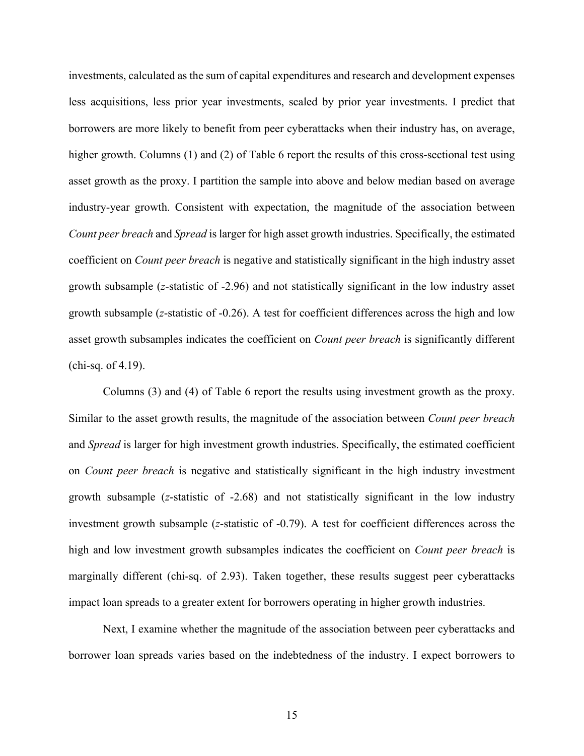investments, calculated as the sum of capital expenditures and research and development expenses less acquisitions, less prior year investments, scaled by prior year investments. I predict that borrowers are more likely to benefit from peer cyberattacks when their industry has, on average, higher growth. Columns (1) and (2) of Table 6 report the results of this cross-sectional test using asset growth as the proxy. I partition the sample into above and below median based on average industry-year growth. Consistent with expectation, the magnitude of the association between *Count peer breach* and *Spread* is larger for high asset growth industries. Specifically, the estimated coefficient on *Count peer breach* is negative and statistically significant in the high industry asset growth subsample (*z*-statistic of -2.96) and not statistically significant in the low industry asset growth subsample (*z*-statistic of -0.26). A test for coefficient differences across the high and low asset growth subsamples indicates the coefficient on *Count peer breach* is significantly different (chi-sq. of 4.19).

Columns (3) and (4) of Table 6 report the results using investment growth as the proxy. Similar to the asset growth results, the magnitude of the association between *Count peer breach* and *Spread* is larger for high investment growth industries. Specifically, the estimated coefficient on *Count peer breach* is negative and statistically significant in the high industry investment growth subsample (*z*-statistic of -2.68) and not statistically significant in the low industry investment growth subsample (*z*-statistic of -0.79). A test for coefficient differences across the high and low investment growth subsamples indicates the coefficient on *Count peer breach* is marginally different (chi-sq. of 2.93). Taken together, these results suggest peer cyberattacks impact loan spreads to a greater extent for borrowers operating in higher growth industries.

Next, I examine whether the magnitude of the association between peer cyberattacks and borrower loan spreads varies based on the indebtedness of the industry. I expect borrowers to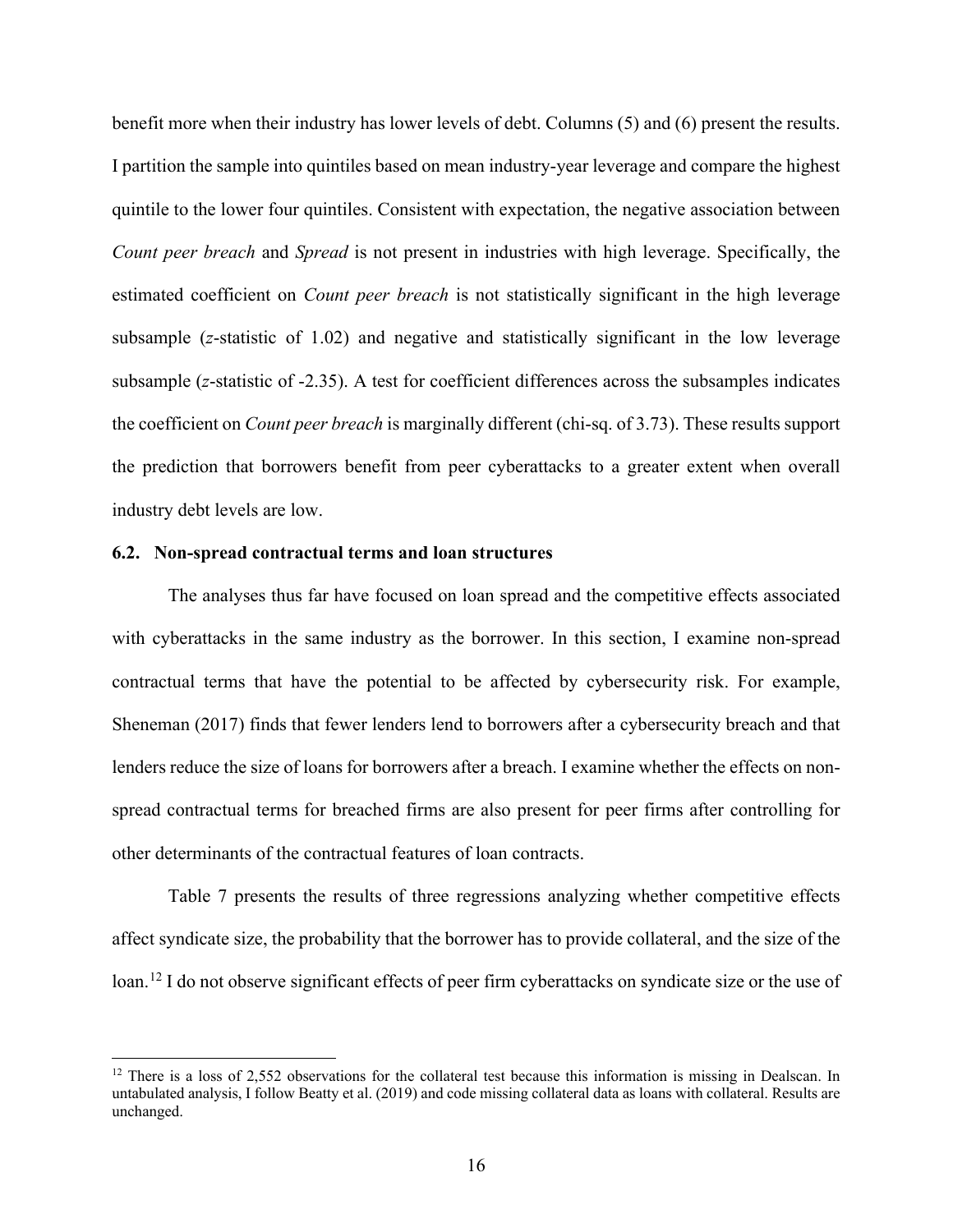benefit more when their industry has lower levels of debt. Columns (5) and (6) present the results. I partition the sample into quintiles based on mean industry-year leverage and compare the highest quintile to the lower four quintiles. Consistent with expectation, the negative association between *Count peer breach* and *Spread* is not present in industries with high leverage. Specifically, the estimated coefficient on *Count peer breach* is not statistically significant in the high leverage subsample (*z*-statistic of 1.02) and negative and statistically significant in the low leverage subsample (*z*-statistic of -2.35). A test for coefficient differences across the subsamples indicates the coefficient on *Count peer breach* is marginally different (chi-sq. of 3.73). These results support the prediction that borrowers benefit from peer cyberattacks to a greater extent when overall industry debt levels are low.

### 6.2. Non-spread contractual terms and loan structures

The analyses thus far have focused on loan spread and the competitive effects associated with cyberattacks in the same industry as the borrower. In this section, I examine non-spread contractual terms that have the potential to be affected by cybersecurity risk. For example, Sheneman (2017) finds that fewer lenders lend to borrowers after a cybersecurity breach and that lenders reduce the size of loans for borrowers after a breach. I examine whether the effects on non-spread contractual terms for breached firms are also present for peer firms after controlling for other determinants of the contractual features of loan contracts.

Table 7 presents the results of three regressions analyzing whether competitive effects affect syndicate size, the probability that the borrower has to provide collateral, and the size of the loan.[12] I do not observe significant effects of peer firm cyberattacks on syndicate size or the use of

[12] There is a loss of 2,552 observations for the collateral test because this information is missing in Dealscan. In untabulated analysis, I follow Beatty et al. (2019) and code missing collateral data as loans with collateral. Results are unchanged.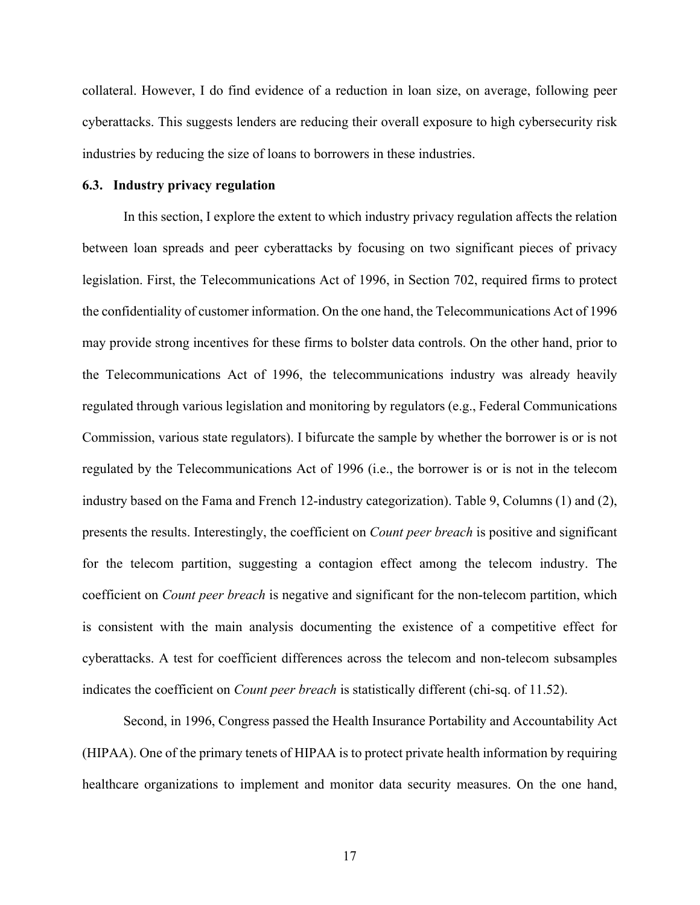collateral. However, I do find evidence of a reduction in loan size, on average, following peer cyberattacks. This suggests lenders are reducing their overall exposure to high cybersecurity risk industries by reducing the size of loans to borrowers in these industries.

### 6.3. Industry privacy regulation

In this section, I explore the extent to which industry privacy regulation affects the relation between loan spreads and peer cyberattacks by focusing on two significant pieces of privacy legislation. First, the Telecommunications Act of 1996, in Section 702, required firms to protect the confidentiality of customer information. On the one hand, the Telecommunications Act of 1996 may provide strong incentives for these firms to bolster data controls. On the other hand, prior to the Telecommunications Act of 1996, the telecommunications industry was already heavily regulated through various legislation and monitoring by regulators (e.g., Federal Communications Commission, various state regulators). I bifurcate the sample by whether the borrower is or is not regulated by the Telecommunications Act of 1996 (i.e., the borrower is or is not in the telecom industry based on the Fama and French 12-industry categorization). Table 9, Columns (1) and (2), presents the results. Interestingly, the coefficient on *Count peer breach* is positive and significant for the telecom partition, suggesting a contagion effect among the telecom industry. The coefficient on *Count peer breach* is negative and significant for the non-telecom partition, which is consistent with the main analysis documenting the existence of a competitive effect for cyberattacks. A test for coefficient differences across the telecom and non-telecom subsamples indicates the coefficient on *Count peer breach* is statistically different (chi-sq. of 11.52).

Second, in 1996, Congress passed the Health Insurance Portability and Accountability Act (HIPAA). One of the primary tenets of HIPAA is to protect private health information by requiring healthcare organizations to implement and monitor data security measures. On the one hand,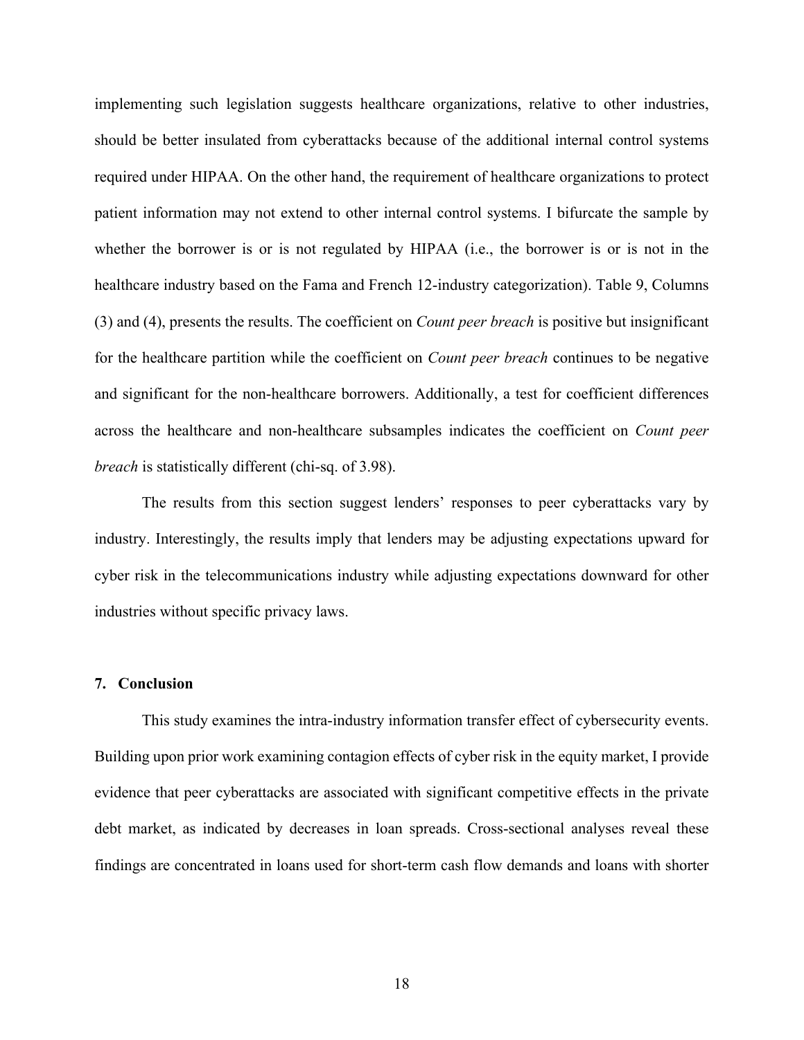implementing such legislation suggests healthcare organizations, relative to other industries, should be better insulated from cyberattacks because of the additional internal control systems required under HIPAA. On the other hand, the requirement of healthcare organizations to protect patient information may not extend to other internal control systems. I bifurcate the sample by whether the borrower is or is not regulated by HIPAA (i.e., the borrower is or is not in the healthcare industry based on the Fama and French 12-industry categorization). Table 9, Columns (3) and (4), presents the results. The coefficient on *Count peer breach* is positive but insignificant for the healthcare partition while the coefficient on *Count peer breach* continues to be negative and significant for the non-healthcare borrowers. Additionally, a test for coefficient differences across the healthcare and non-healthcare subsamples indicates the coefficient on *Count peer breach* is statistically different (chi-sq. of 3.98).

The results from this section suggest lenders' responses to peer cyberattacks vary by industry. Interestingly, the results imply that lenders may be adjusting expectations upward for cyber risk in the telecommunications industry while adjusting expectations downward for other industries without specific privacy laws.

## 7. Conclusion

This study examines the intra-industry information transfer effect of cybersecurity events. Building upon prior work examining contagion effects of cyber risk in the equity market, I provide evidence that peer cyberattacks are associated with significant competitive effects in the private debt market, as indicated by decreases in loan spreads. Cross-sectional analyses reveal these findings are concentrated in loans used for short-term cash flow demands and loans with shorter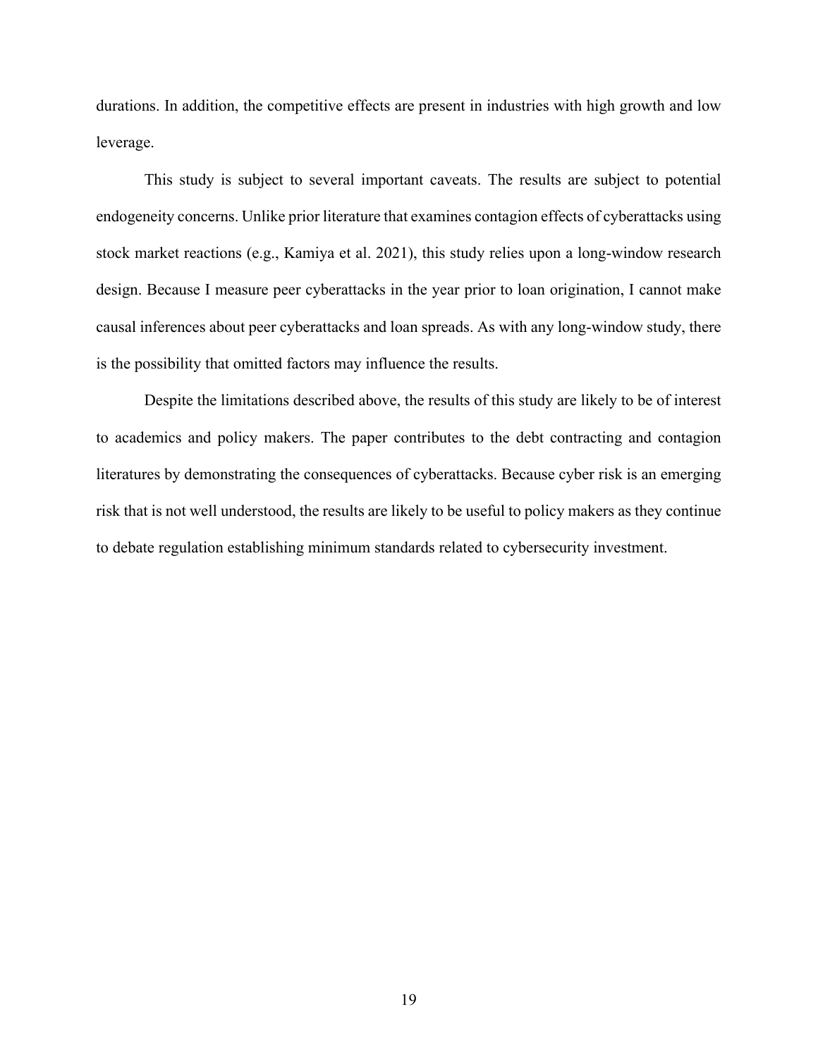durations. In addition, the competitive effects are present in industries with high growth and low leverage.

This study is subject to several important caveats. The results are subject to potential endogeneity concerns. Unlike prior literature that examines contagion effects of cyberattacks using stock market reactions (e.g., Kamiya et al. 2021), this study relies upon a long-window research design. Because I measure peer cyberattacks in the year prior to loan origination, I cannot make causal inferences about peer cyberattacks and loan spreads. As with any long-window study, there is the possibility that omitted factors may influence the results.

Despite the limitations described above, the results of this study are likely to be of interest to academics and policy makers. The paper contributes to the debt contracting and contagion literatures by demonstrating the consequences of cyberattacks. Because cyber risk is an emerging risk that is not well understood, the results are likely to be useful to policy makers as they continue to debate regulation establishing minimum standards related to cybersecurity investment.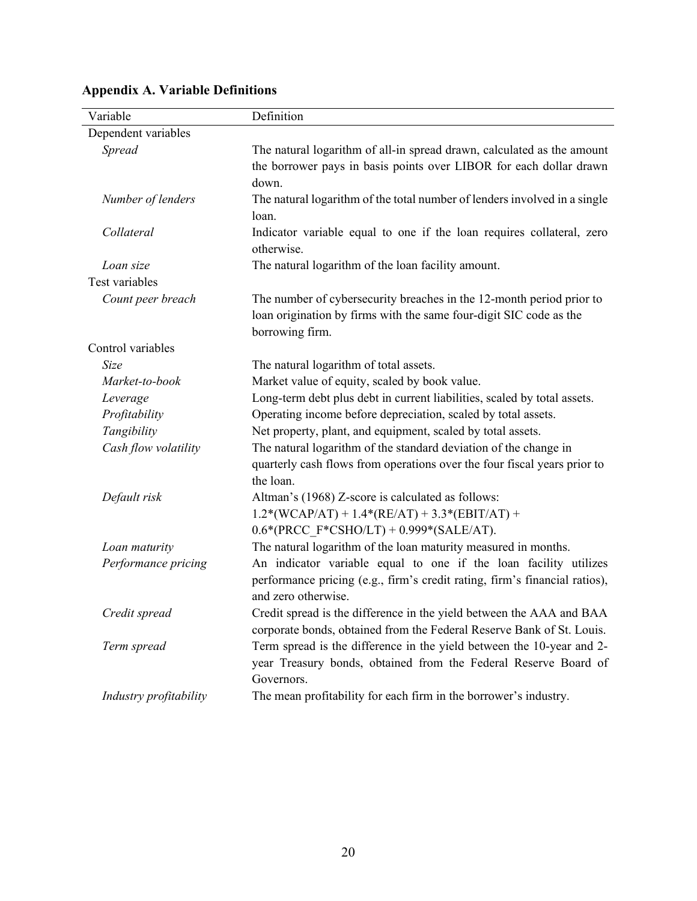## Appendix A. Variable Definitions

| Variable | Definition |
|---|---|
| Dependent variables | |
| *Spread* | The natural logarithm of all-in spread drawn, calculated as the amount the borrower pays in basis points over LIBOR for each dollar drawn down. |
| *Number of lenders* | The natural logarithm of the total number of lenders involved in a single loan. |
| *Collateral* | Indicator variable equal to one if the loan requires collateral, zero otherwise. |
| *Loan size* | The natural logarithm of the loan facility amount. |
| Test variables | |
| *Count peer breach* | The number of cybersecurity breaches in the 12-month period prior to loan origination by firms with the same four-digit SIC code as the borrowing firm. |
| Control variables | |
| *Size* | The natural logarithm of total assets. |
| *Market-to-book* | Market value of equity, scaled by book value. |
| *Leverage* | Long-term debt plus debt in current liabilities, scaled by total assets. |
| *Profitability* | Operating income before depreciation, scaled by total assets. |
| *Tangibility* | Net property, plant, and equipment, scaled by total assets. |
| *Cash flow volatility* | The natural logarithm of the standard deviation of the change in quarterly cash flows from operations over the four fiscal years prior to the loan. |
| *Default risk* | Altman's (1968) Z-score is calculated as follows: 1.2*(WCAP/AT) + 1.4*(RE/AT) + 3.3*(EBIT/AT) + 0.6*(PRCC_F*CSHO/LT) + 0.999*(SALE/AT). |
| *Loan maturity* | The natural logarithm of the loan maturity measured in months. |
| *Performance pricing* | An indicator variable equal to one if the loan facility utilizes performance pricing (e.g., firm's credit rating, firm's financial ratios), and zero otherwise. |
| *Credit spread* | Credit spread is the difference in the yield between the AAA and BAA corporate bonds, obtained from the Federal Reserve Bank of St. Louis. |
| *Term spread* | Term spread is the difference in the yield between the 10-year and 2-year Treasury bonds, obtained from the Federal Reserve Board of Governors. |
| *Industry profitability* | The mean profitability for each firm in the borrower's industry. |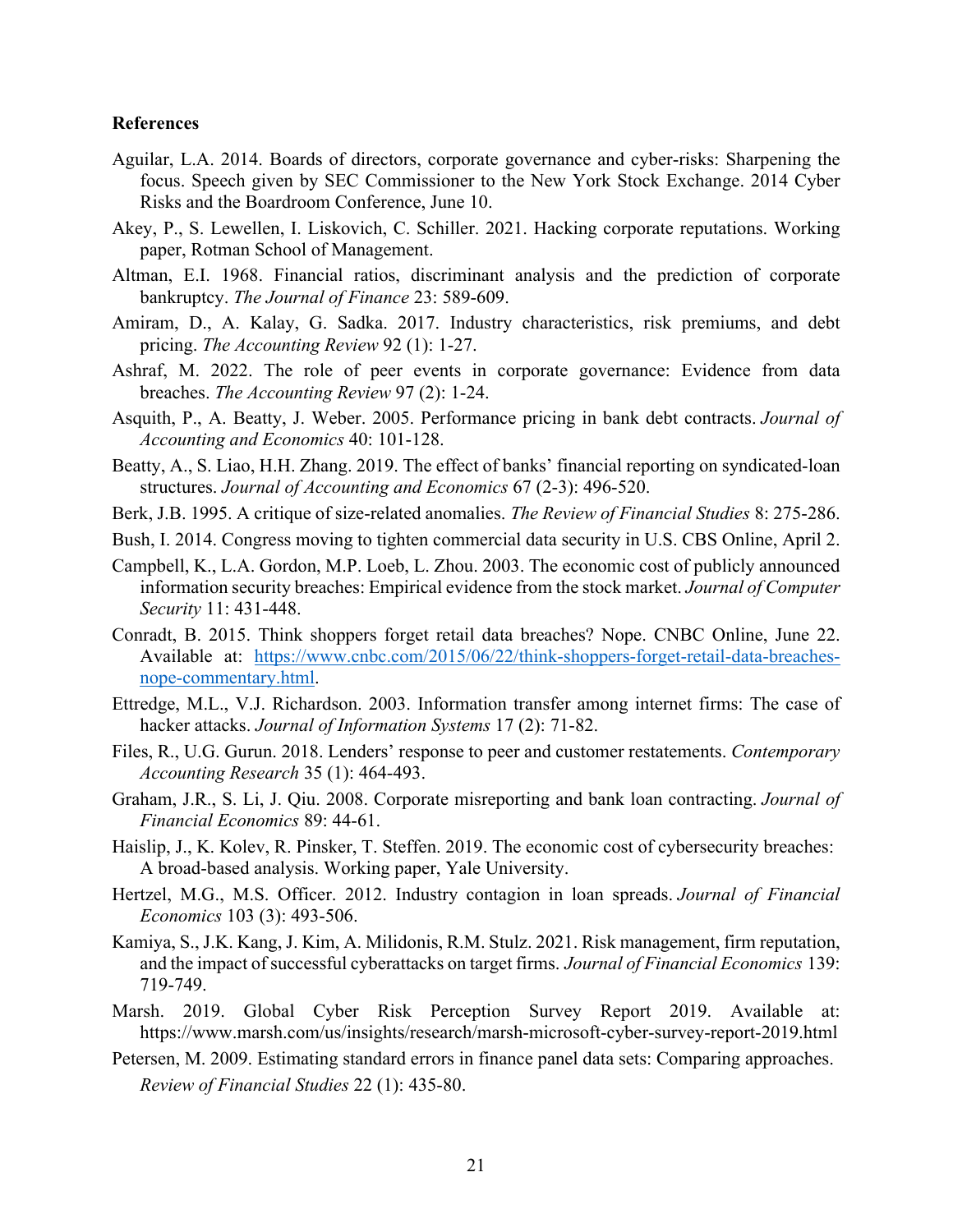**References**

Aguilar, L.A. 2014. Boards of directors, corporate governance and cyber-risks: Sharpening the focus. Speech given by SEC Commissioner to the New York Stock Exchange. 2014 Cyber Risks and the Boardroom Conference, June 10.

Akey, P., S. Lewellen, I. Liskovich, C. Schiller. 2021. Hacking corporate reputations. Working paper, Rotman School of Management.

Altman, E.I. 1968. Financial ratios, discriminant analysis and the prediction of corporate bankruptcy. *The Journal of Finance* 23: 589-609.

Amiram, D., A. Kalay, G. Sadka. 2017. Industry characteristics, risk premiums, and debt pricing. *The Accounting Review* 92 (1): 1-27.

Ashraf, M. 2022. The role of peer events in corporate governance: Evidence from data breaches. *The Accounting Review* 97 (2): 1-24.

Asquith, P., A. Beatty, J. Weber. 2005. Performance pricing in bank debt contracts. *Journal of Accounting and Economics* 40: 101-128.

Beatty, A., S. Liao, H.H. Zhang. 2019. The effect of banks' financial reporting on syndicated-loan structures. *Journal of Accounting and Economics* 67 (2-3): 496-520.

Berk, J.B. 1995. A critique of size-related anomalies. *The Review of Financial Studies* 8: 275-286.

Bush, I. 2014. Congress moving to tighten commercial data security in U.S. CBS Online, April 2.

Campbell, K., L.A. Gordon, M.P. Loeb, L. Zhou. 2003. The economic cost of publicly announced information security breaches: Empirical evidence from the stock market. *Journal of Computer Security* 11: 431-448.

Conradt, B. 2015. Think shoppers forget retail data breaches? Nope. CNBC Online, June 22. Available at: [https://www.cnbc.com/2015/06/22/think-shoppers-forget-retail-data-breaches-nope-commentary.html](https://www.cnbc.com/2015/06/22/think-shoppers-forget-retail-data-breaches-nope-commentary.html).

Ettredge, M.L., V.J. Richardson. 2003. Information transfer among internet firms: The case of hacker attacks. *Journal of Information Systems* 17 (2): 71-82.

Files, R., U.G. Gurun. 2018. Lenders' response to peer and customer restatements. *Contemporary Accounting Research* 35 (1): 464-493.

Graham, J.R., S. Li, J. Qiu. 2008. Corporate misreporting and bank loan contracting. *Journal of Financial Economics* 89: 44-61.

Haislip, J., K. Kolev, R. Pinsker, T. Steffen. 2019. The economic cost of cybersecurity breaches: A broad-based analysis. Working paper, Yale University.

Hertzel, M.G., M.S. Officer. 2012. Industry contagion in loan spreads. *Journal of Financial Economics* 103 (3): 493-506.

Kamiya, S., J.K. Kang, J. Kim, A. Milidonis, R.M. Stulz. 2021. Risk management, firm reputation, and the impact of successful cyberattacks on target firms. *Journal of Financial Economics* 139: 719-749.

Marsh. 2019. Global Cyber Risk Perception Survey Report 2019. Available at: https://www.marsh.com/us/insights/research/marsh-microsoft-cyber-survey-report-2019.html

Petersen, M. 2009. Estimating standard errors in finance panel data sets: Comparing approaches. *Review of Financial Studies* 22 (1): 435-80.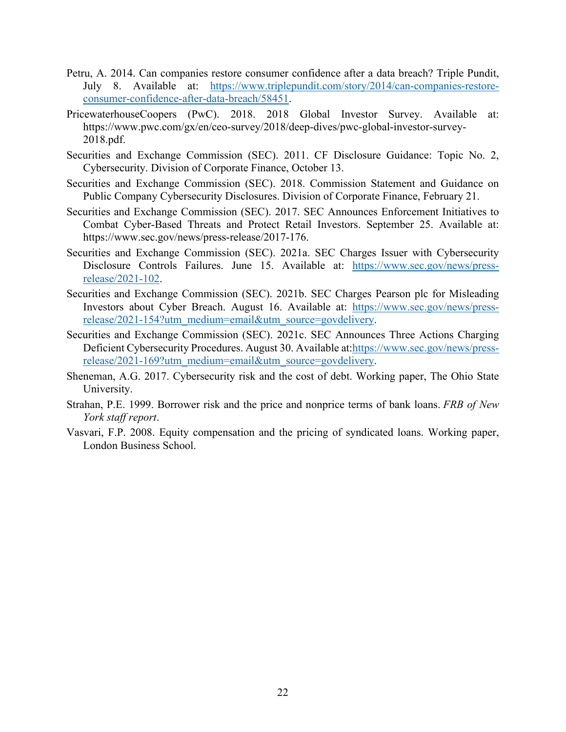Petru, A. 2014. Can companies restore consumer confidence after a data breach? Triple Pundit, July 8. Available at: https://www.triplepundit.com/story/2014/can-companies-restore-consumer-confidence-after-data-breach/58451.

PricewaterhouseCoopers (PwC). 2018. 2018 Global Investor Survey. Available at: https://www.pwc.com/gx/en/ceo-survey/2018/deep-dives/pwc-global-investor-survey-2018.pdf.

Securities and Exchange Commission (SEC). 2011. CF Disclosure Guidance: Topic No. 2, Cybersecurity. Division of Corporate Finance, October 13.

Securities and Exchange Commission (SEC). 2018. Commission Statement and Guidance on Public Company Cybersecurity Disclosures. Division of Corporate Finance, February 21.

Securities and Exchange Commission (SEC). 2017. SEC Announces Enforcement Initiatives to Combat Cyber-Based Threats and Protect Retail Investors. September 25. Available at: https://www.sec.gov/news/press-release/2017-176.

Securities and Exchange Commission (SEC). 2021a. SEC Charges Issuer with Cybersecurity Disclosure Controls Failures. June 15. Available at: https://www.sec.gov/news/press-release/2021-102.

Securities and Exchange Commission (SEC). 2021b. SEC Charges Pearson plc for Misleading Investors about Cyber Breach. August 16. Available at: https://www.sec.gov/news/press-release/2021-154?utm_medium=email&utm_source=govdelivery.

Securities and Exchange Commission (SEC). 2021c. SEC Announces Three Actions Charging Deficient Cybersecurity Procedures. August 30. Available at:https://www.sec.gov/news/press-release/2021-169?utm_medium=email&utm_source=govdelivery.

Sheneman, A.G. 2017. Cybersecurity risk and the cost of debt. Working paper, The Ohio State University.

Strahan, P.E. 1999. Borrower risk and the price and nonprice terms of bank loans. *FRB of New York staff report*.

Vasvari, F.P. 2008. Equity compensation and the pricing of syndicated loans. Working paper, London Business School.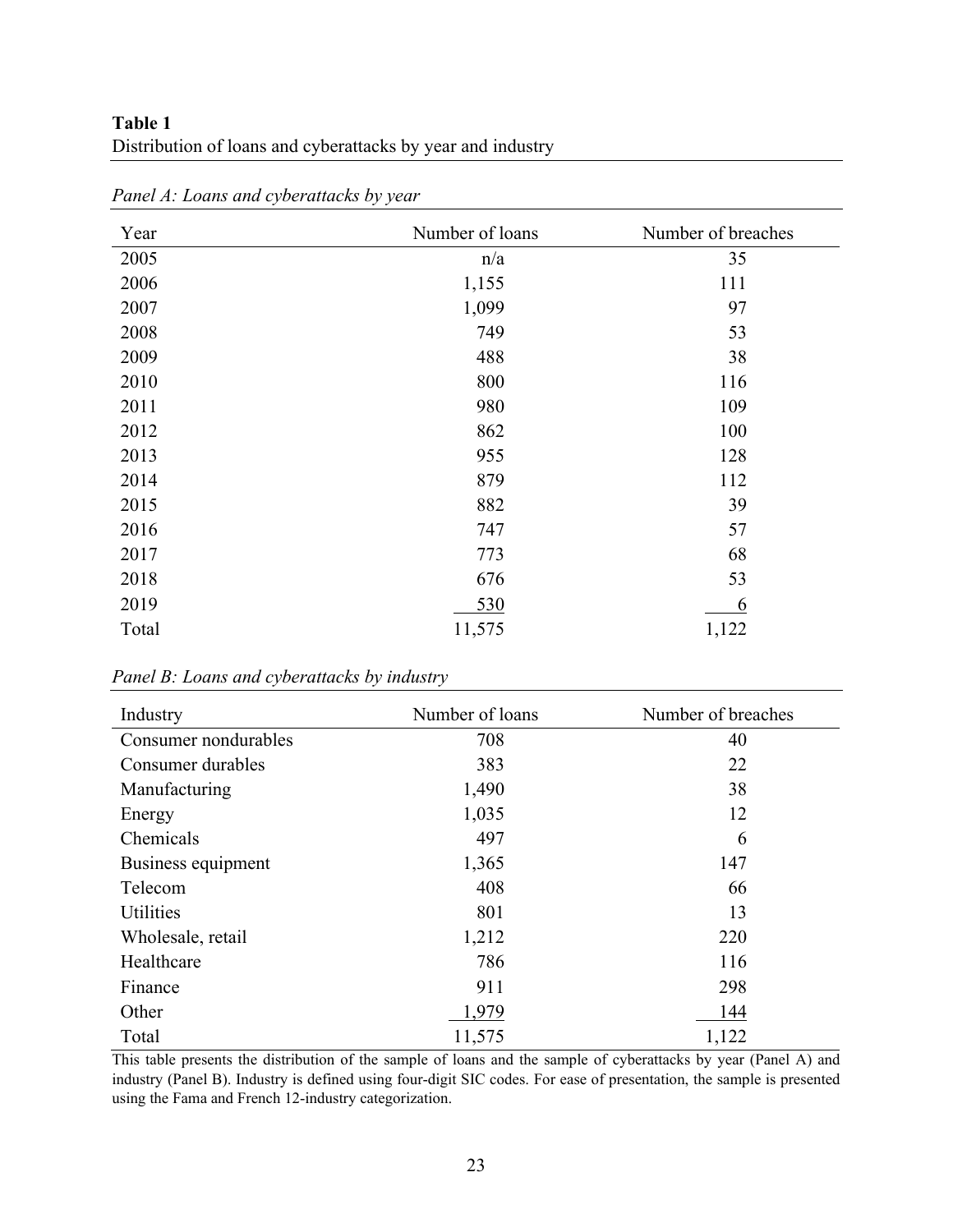**Table 1**
Distribution of loans and cyberattacks by year and industry

*Panel A: Loans and cyberattacks by year*

| Year | Number of loans | Number of breaches |
| --- | --- | --- |
| 2005 | n/a | 35 |
| 2006 | 1,155 | 111 |
| 2007 | 1,099 | 97 |
| 2008 | 749 | 53 |
| 2009 | 488 | 38 |
| 2010 | 800 | 116 |
| 2011 | 980 | 109 |
| 2012 | 862 | 100 |
| 2013 | 955 | 128 |
| 2014 | 879 | 112 |
| 2015 | 882 | 39 |
| 2016 | 747 | 57 |
| 2017 | 773 | 68 |
| 2018 | 676 | 53 |
| 2019 | 530 | 6 |
| Total | 11,575 | 1,122 |

*Panel B: Loans and cyberattacks by industry*

| Industry | Number of loans | Number of breaches |
| --- | --- | --- |
| Consumer nondurables | 708 | 40 |
| Consumer durables | 383 | 22 |
| Manufacturing | 1,490 | 38 |
| Energy | 1,035 | 12 |
| Chemicals | 497 | 6 |
| Business equipment | 1,365 | 147 |
| Telecom | 408 | 66 |
| Utilities | 801 | 13 |
| Wholesale, retail | 1,212 | 220 |
| Healthcare | 786 | 116 |
| Finance | 911 | 298 |
| Other | 1,979 | 144 |
| Total | 11,575 | 1,122 |

This table presents the distribution of the sample of loans and the sample of cyberattacks by year (Panel A) and industry (Panel B). Industry is defined using four-digit SIC codes. For ease of presentation, the sample is presented using the Fama and French 12-industry categorization.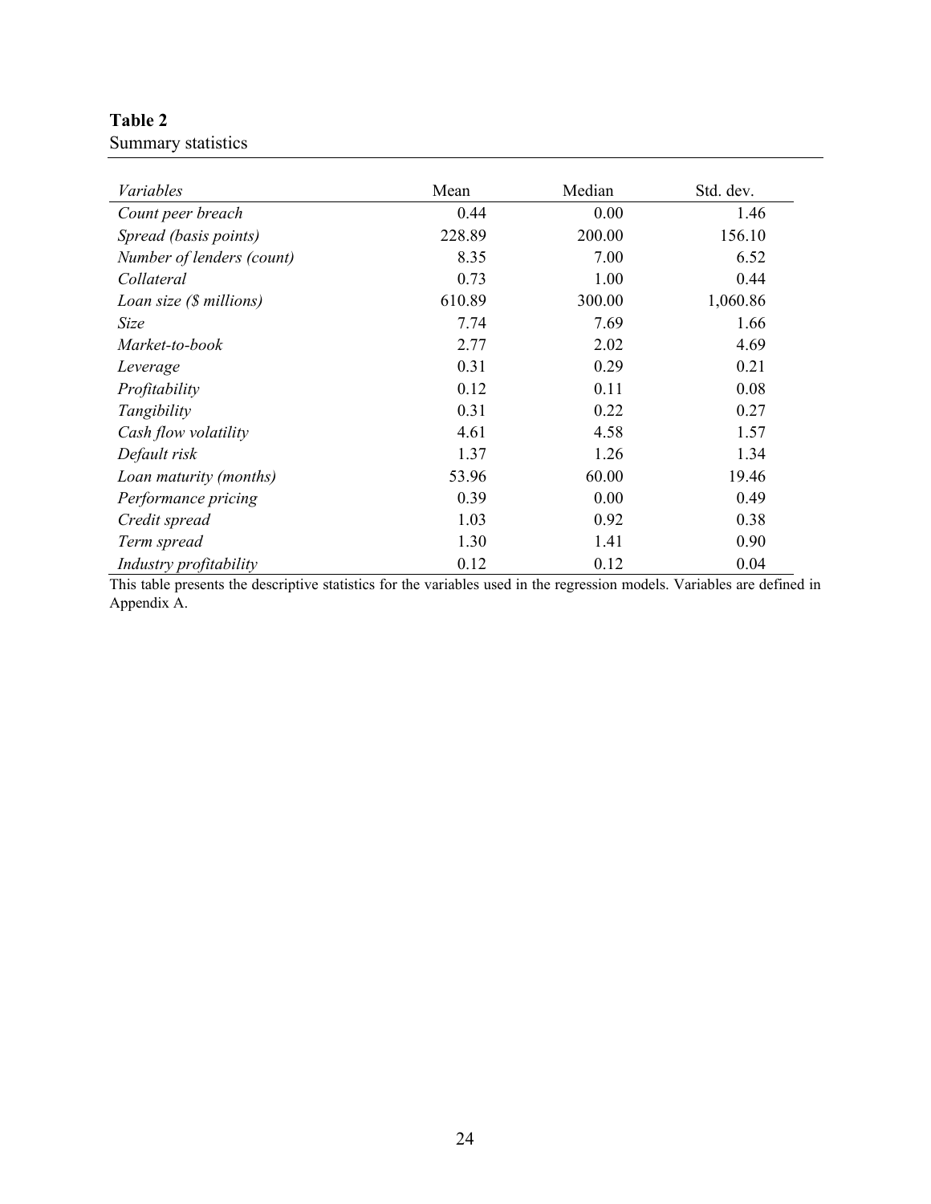**Table 2**
Summary statistics

| *Variables* | Mean | Median | Std. dev. |
|---|---|---|---|
| *Count peer breach* | 0.44 | 0.00 | 1.46 |
| *Spread (basis points)* | 228.89 | 200.00 | 156.10 |
| *Number of lenders (count)* | 8.35 | 7.00 | 6.52 |
| *Collateral* | 0.73 | 1.00 | 0.44 |
| *Loan size ($ millions)* | 610.89 | 300.00 | 1,060.86 |
| *Size* | 7.74 | 7.69 | 1.66 |
| *Market-to-book* | 2.77 | 2.02 | 4.69 |
| *Leverage* | 0.31 | 0.29 | 0.21 |
| *Profitability* | 0.12 | 0.11 | 0.08 |
| *Tangibility* | 0.31 | 0.22 | 0.27 |
| *Cash flow volatility* | 4.61 | 4.58 | 1.57 |
| *Default risk* | 1.37 | 1.26 | 1.34 |
| *Loan maturity (months)* | 53.96 | 60.00 | 19.46 |
| *Performance pricing* | 0.39 | 0.00 | 0.49 |
| *Credit spread* | 1.03 | 0.92 | 0.38 |
| *Term spread* | 1.30 | 1.41 | 0.90 |
| *Industry profitability* | 0.12 | 0.12 | 0.04 |

This table presents the descriptive statistics for the variables used in the regression models. Variables are defined in Appendix A.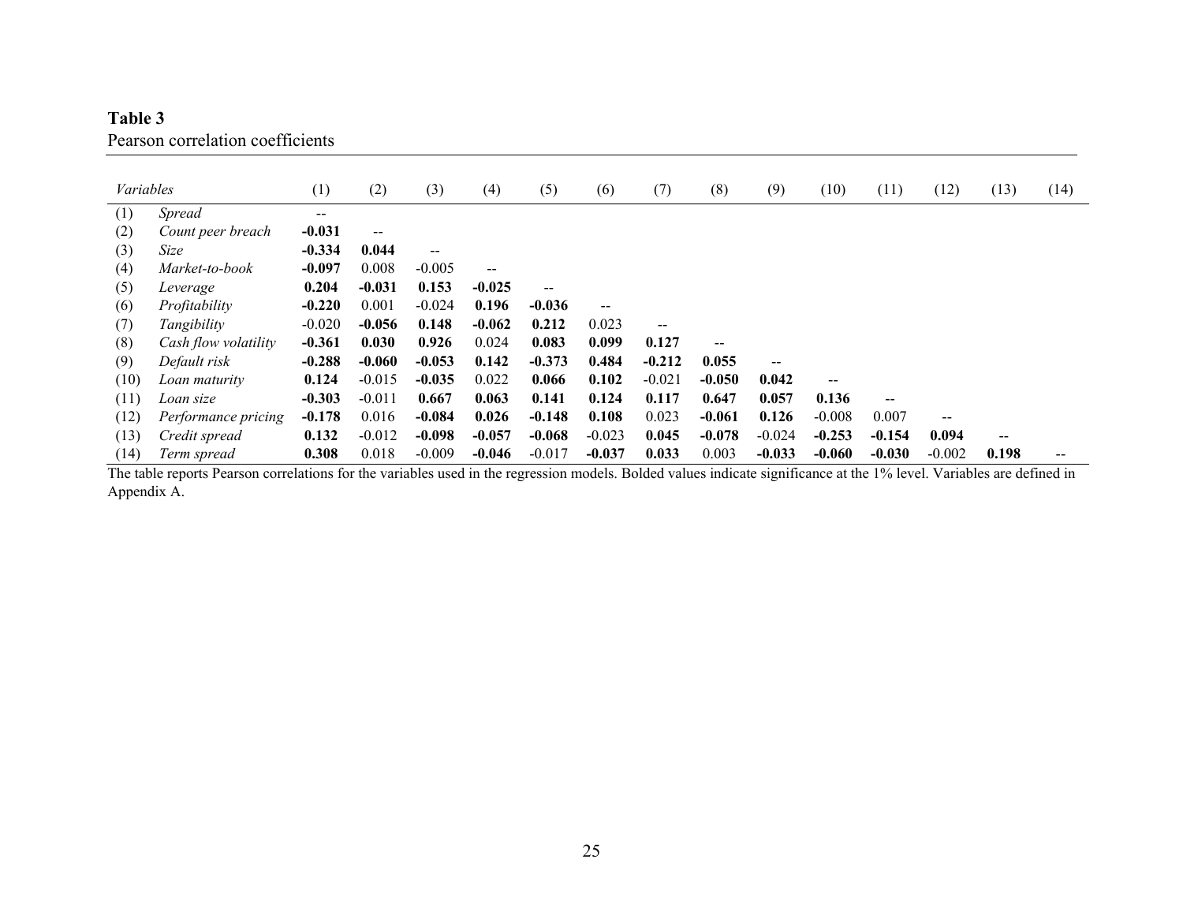**Table 3**
Pearson correlation coefficients

| *Variables* | | (1) | (2) | (3) | (4) | (5) | (6) | (7) | (8) | (9) | (10) | (11) | (12) | (13) | (14) |
|---|---|---|---|---|---|---|---|---|---|---|---|---|---|---|---|
| (1) | *Spread* | -- | | | | | | | | | | | | | |
| (2) | *Count peer breach* | **-0.031** | -- | | | | | | | | | | | | |
| (3) | *Size* | **-0.334** | **0.044** | -- | | | | | | | | | | | |
| (4) | *Market-to-book* | **-0.097** | 0.008 | -0.005 | -- | | | | | | | | | | |
| (5) | *Leverage* | **0.204** | **-0.031** | **0.153** | **-0.025** | -- | | | | | | | | | |
| (6) | *Profitability* | **-0.220** | 0.001 | -0.024 | **0.196** | **-0.036** | -- | | | | | | | | |
| (7) | *Tangibility* | -0.020 | **-0.056** | **0.148** | **-0.062** | **0.212** | 0.023 | -- | | | | | | | |
| (8) | *Cash flow volatility* | **-0.361** | **0.030** | **0.926** | 0.024 | **0.083** | **0.099** | **0.127** | -- | | | | | | |
| (9) | *Default risk* | **-0.288** | **-0.060** | **-0.053** | **0.142** | **-0.373** | **0.484** | **-0.212** | **0.055** | -- | | | | | |
| (10) | *Loan maturity* | **0.124** | -0.015 | **-0.035** | 0.022 | **0.066** | **0.102** | -0.021 | **-0.050** | **0.042** | -- | | | | |
| (11) | *Loan size* | **-0.303** | -0.011 | **0.667** | **0.063** | **0.141** | **0.124** | **0.117** | **0.647** | **0.057** | **0.136** | -- | | | |
| (12) | *Performance pricing* | **-0.178** | 0.016 | **-0.084** | **0.026** | **-0.148** | **0.108** | 0.023 | **-0.061** | **0.126** | -0.008 | 0.007 | -- | | |
| (13) | *Credit spread* | **0.132** | -0.012 | **-0.098** | **-0.057** | **-0.068** | -0.023 | **0.045** | **-0.078** | -0.024 | **-0.253** | **-0.154** | **0.094** | -- | |
| (14) | *Term spread* | **0.308** | 0.018 | -0.009 | **-0.046** | -0.017 | **-0.037** | **0.033** | 0.003 | **-0.033** | **-0.060** | **-0.030** | -0.002 | **0.198** | -- |

The table reports Pearson correlations for the variables used in the regression models. Bolded values indicate significance at the 1% level. Variables are defined in Appendix A.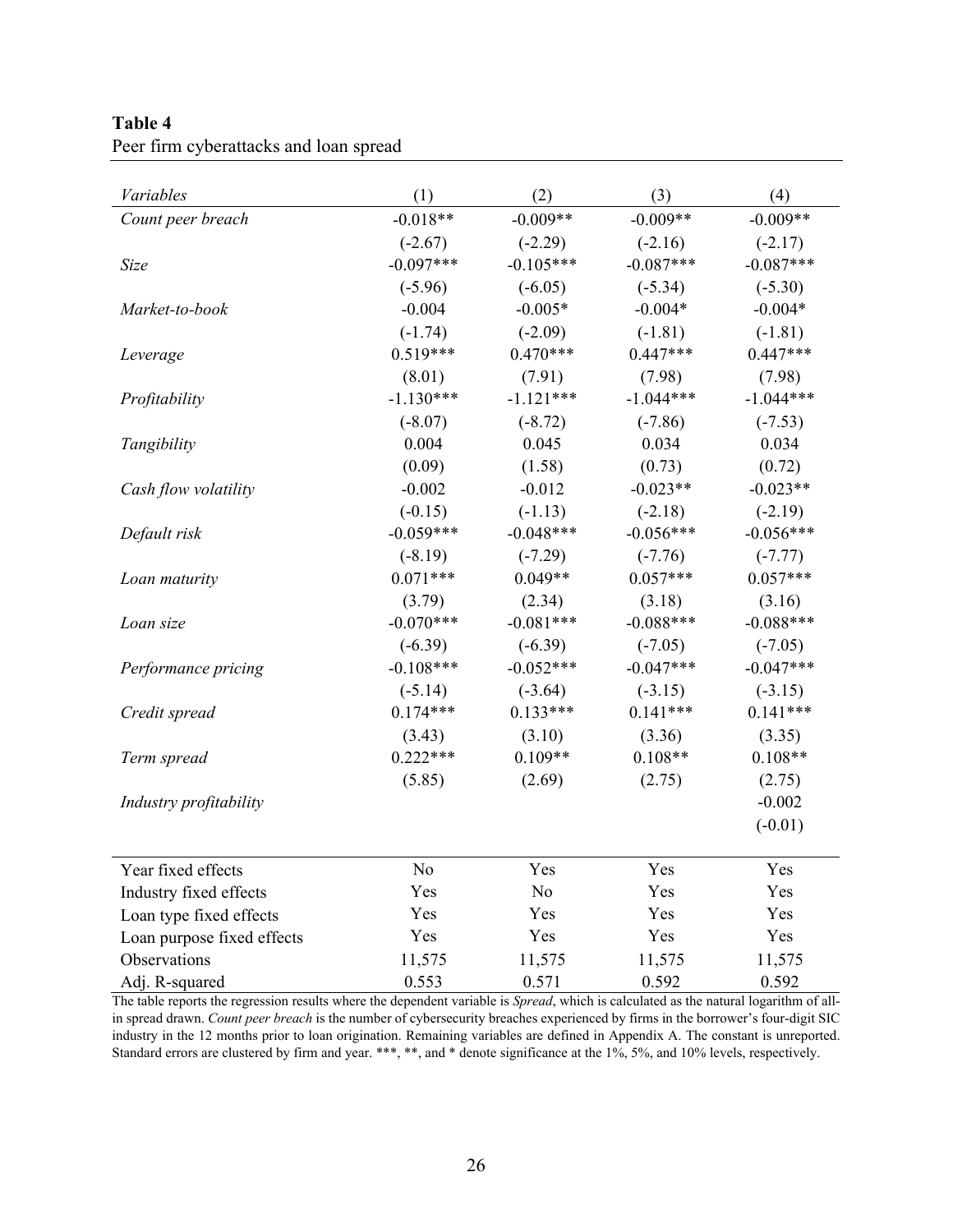**Table 4**
Peer firm cyberattacks and loan spread

| *Variables* | (1) | (2) | (3) | (4) |
|---|---|---|---|---|
| *Count peer breach* | -0.018** | -0.009** | -0.009** | -0.009** |
| | (-2.67) | (-2.29) | (-2.16) | (-2.17) |
| *Size* | -0.097*** | -0.105*** | -0.087*** | -0.087*** |
| | (-5.96) | (-6.05) | (-5.34) | (-5.30) |
| *Market-to-book* | -0.004 | -0.005* | -0.004* | -0.004* |
| | (-1.74) | (-2.09) | (-1.81) | (-1.81) |
| *Leverage* | 0.519*** | 0.470*** | 0.447*** | 0.447*** |
| | (8.01) | (7.91) | (7.98) | (7.98) |
| *Profitability* | -1.130*** | -1.121*** | -1.044*** | -1.044*** |
| | (-8.07) | (-8.72) | (-7.86) | (-7.53) |
| *Tangibility* | 0.004 | 0.045 | 0.034 | 0.034 |
| | (0.09) | (1.58) | (0.73) | (0.72) |
| *Cash flow volatility* | -0.002 | -0.012 | -0.023** | -0.023** |
| | (-0.15) | (-1.13) | (-2.18) | (-2.19) |
| *Default risk* | -0.059*** | -0.048*** | -0.056*** | -0.056*** |
| | (-8.19) | (-7.29) | (-7.76) | (-7.77) |
| *Loan maturity* | 0.071*** | 0.049** | 0.057*** | 0.057*** |
| | (3.79) | (2.34) | (3.18) | (3.16) |
| *Loan size* | -0.070*** | -0.081*** | -0.088*** | -0.088*** |
| | (-6.39) | (-6.39) | (-7.05) | (-7.05) |
| *Performance pricing* | -0.108*** | -0.052*** | -0.047*** | -0.047*** |
| | (-5.14) | (-3.64) | (-3.15) | (-3.15) |
| *Credit spread* | 0.174*** | 0.133*** | 0.141*** | 0.141*** |
| | (3.43) | (3.10) | (3.36) | (3.35) |
| *Term spread* | 0.222*** | 0.109** | 0.108** | 0.108** |
| | (5.85) | (2.69) | (2.75) | (2.75) |
| *Industry profitability* | | | | -0.002 |
| | | | | (-0.01) |
| Year fixed effects | No | Yes | Yes | Yes |
| Industry fixed effects | Yes | No | Yes | Yes |
| Loan type fixed effects | Yes | Yes | Yes | Yes |
| Loan purpose fixed effects | Yes | Yes | Yes | Yes |
| Observations | 11,575 | 11,575 | 11,575 | 11,575 |
| Adj. R-squared | 0.553 | 0.571 | 0.592 | 0.592 |

The table reports the regression results where the dependent variable is *Spread*, which is calculated as the natural logarithm of all-in spread drawn. *Count peer breach* is the number of cybersecurity breaches experienced by firms in the borrower's four-digit SIC industry in the 12 months prior to loan origination. Remaining variables are defined in Appendix A. The constant is unreported. Standard errors are clustered by firm and year. ***, **, and * denote significance at the 1%, 5%, and 10% levels, respectively.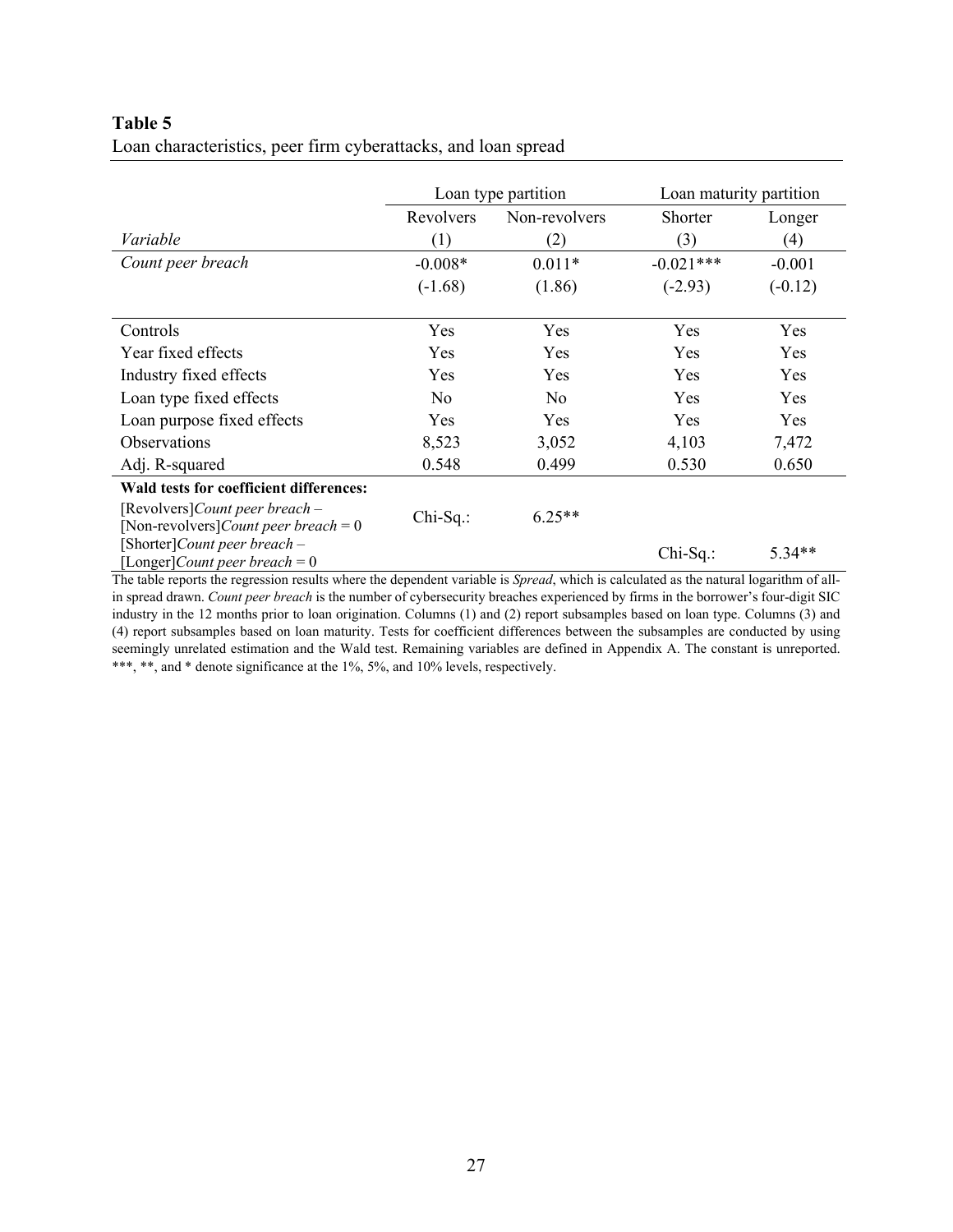**Table 5**
Loan characteristics, peer firm cyberattacks, and loan spread

| | Loan type partition | | Loan maturity partition | |
|---|---|---|---|---|
| | Revolvers | Non-revolvers | Shorter | Longer |
| *Variable* | (1) | (2) | (3) | (4) |
| *Count peer breach* | -0.008* | 0.011* | -0.021*** | -0.001 |
| | (-1.68) | (1.86) | (-2.93) | (-0.12) |
| Controls | Yes | Yes | Yes | Yes |
| Year fixed effects | Yes | Yes | Yes | Yes |
| Industry fixed effects | Yes | Yes | Yes | Yes |
| Loan type fixed effects | No | No | Yes | Yes |
| Loan purpose fixed effects | Yes | Yes | Yes | Yes |
| Observations | 8,523 | 3,052 | 4,103 | 7,472 |
| Adj. R-squared | 0.548 | 0.499 | 0.530 | 0.650 |
| **Wald tests for coefficient differences:** | | | | |
| [Revolvers]*Count peer breach* – [Non-revolvers]*Count peer breach* = 0 | Chi-Sq.: | 6.25** | | |
| [Shorter]*Count peer breach* – [Longer]*Count peer breach* = 0 | | | Chi-Sq.: | 5.34** |

The table reports the regression results where the dependent variable is *Spread*, which is calculated as the natural logarithm of all-in spread drawn. *Count peer breach* is the number of cybersecurity breaches experienced by firms in the borrower's four-digit SIC industry in the 12 months prior to loan origination. Columns (1) and (2) report subsamples based on loan type. Columns (3) and (4) report subsamples based on loan maturity. Tests for coefficient differences between the subsamples are conducted by using seemingly unrelated estimation and the Wald test. Remaining variables are defined in Appendix A. The constant is unreported. ***, **, and * denote significance at the 1%, 5%, and 10% levels, respectively.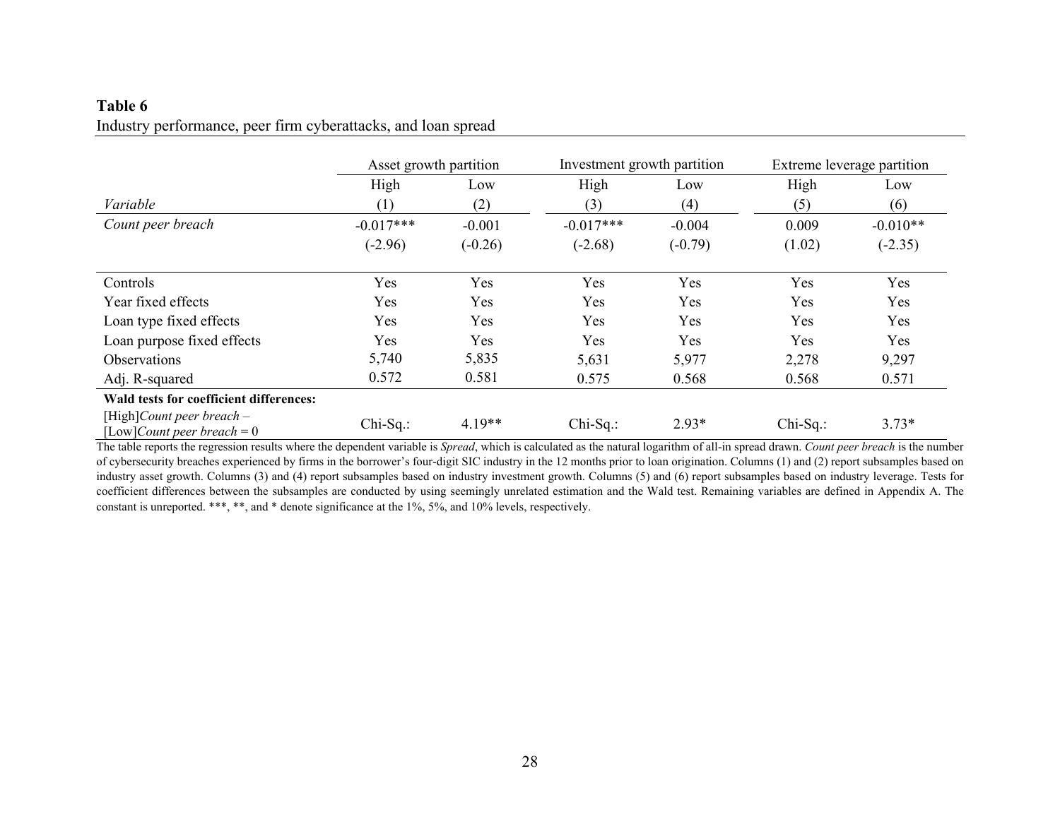**Table 6**
Industry performance, peer firm cyberattacks, and loan spread

| | Asset growth partition | | Investment growth partition | | Extreme leverage partition | |
|---|---|---|---|---|---|---|
| | High | Low | High | Low | High | Low |
| *Variable* | (1) | (2) | (3) | (4) | (5) | (6) |
| *Count peer breach* | -0.017*** | -0.001 | -0.017*** | -0.004 | 0.009 | -0.010** |
| | (-2.96) | (-0.26) | (-2.68) | (-0.79) | (1.02) | (-2.35) |
| Controls | Yes | Yes | Yes | Yes | Yes | Yes |
| Year fixed effects | Yes | Yes | Yes | Yes | Yes | Yes |
| Loan type fixed effects | Yes | Yes | Yes | Yes | Yes | Yes |
| Loan purpose fixed effects | Yes | Yes | Yes | Yes | Yes | Yes |
| Observations | 5,740 | 5,835 | 5,631 | 5,977 | 2,278 | 9,297 |
| Adj. R-squared | 0.572 | 0.581 | 0.575 | 0.568 | 0.568 | 0.571 |
| **Wald tests for coefficient differences:** | | | | | | |
| [High]*Count peer breach* – [Low]*Count peer breach* = 0 | Chi-Sq.: | 4.19** | Chi-Sq.: | 2.93* | Chi-Sq.: | 3.73* |

The table reports the regression results where the dependent variable is *Spread*, which is calculated as the natural logarithm of all-in spread drawn. *Count peer breach* is the number of cybersecurity breaches experienced by firms in the borrower's four-digit SIC industry in the 12 months prior to loan origination. Columns (1) and (2) report subsamples based on industry asset growth. Columns (3) and (4) report subsamples based on industry investment growth. Columns (5) and (6) report subsamples based on industry leverage. Tests for coefficient differences between the subsamples are conducted by using seemingly unrelated estimation and the Wald test. Remaining variables are defined in Appendix A. The constant is unreported. ***, **, and * denote significance at the 1%, 5%, and 10% levels, respectively.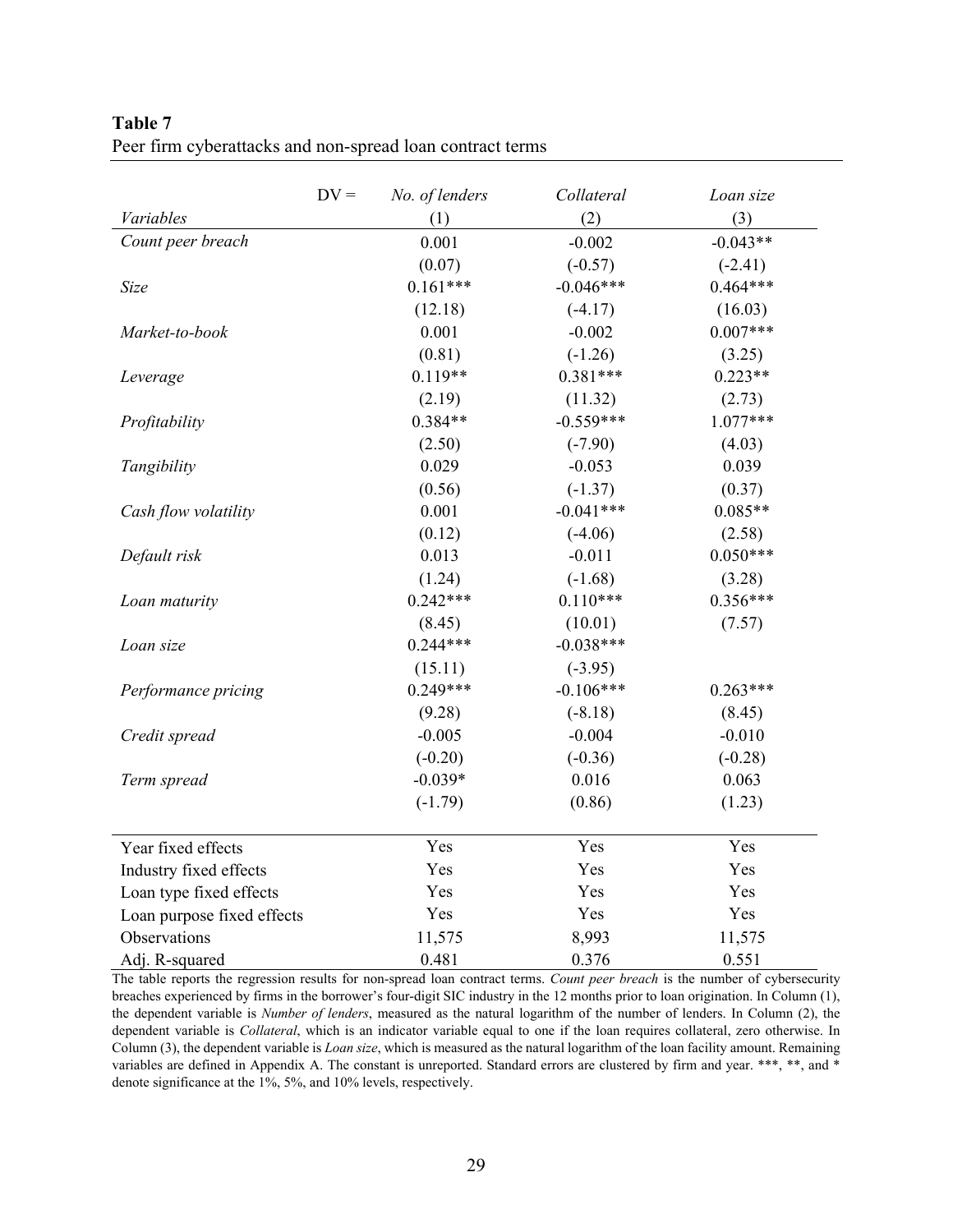**Table 7**
Peer firm cyberattacks and non-spread loan contract terms

| DV = | *No. of lenders* | *Collateral* | *Loan size* |
|---|---|---|---|
| *Variables* | (1) | (2) | (3) |
| *Count peer breach* | 0.001 | -0.002 | -0.043** |
| | (0.07) | (-0.57) | (-2.41) |
| *Size* | 0.161*** | -0.046*** | 0.464*** |
| | (12.18) | (-4.17) | (16.03) |
| *Market-to-book* | 0.001 | -0.002 | 0.007*** |
| | (0.81) | (-1.26) | (3.25) |
| *Leverage* | 0.119** | 0.381*** | 0.223** |
| | (2.19) | (11.32) | (2.73) |
| *Profitability* | 0.384** | -0.559*** | 1.077*** |
| | (2.50) | (-7.90) | (4.03) |
| *Tangibility* | 0.029 | -0.053 | 0.039 |
| | (0.56) | (-1.37) | (0.37) |
| *Cash flow volatility* | 0.001 | -0.041*** | 0.085** |
| | (0.12) | (-4.06) | (2.58) |
| *Default risk* | 0.013 | -0.011 | 0.050*** |
| | (1.24) | (-1.68) | (3.28) |
| *Loan maturity* | 0.242*** | 0.110*** | 0.356*** |
| | (8.45) | (10.01) | (7.57) |
| *Loan size* | 0.244*** | -0.038*** | |
| | (15.11) | (-3.95) | |
| *Performance pricing* | 0.249*** | -0.106*** | 0.263*** |
| | (9.28) | (-8.18) | (8.45) |
| *Credit spread* | -0.005 | -0.004 | -0.010 |
| | (-0.20) | (-0.36) | (-0.28) |
| *Term spread* | -0.039* | 0.016 | 0.063 |
| | (-1.79) | (0.86) | (1.23) |
| Year fixed effects | Yes | Yes | Yes |
| Industry fixed effects | Yes | Yes | Yes |
| Loan type fixed effects | Yes | Yes | Yes |
| Loan purpose fixed effects | Yes | Yes | Yes |
| Observations | 11,575 | 8,993 | 11,575 |
| Adj. R-squared | 0.481 | 0.376 | 0.551 |

The table reports the regression results for non-spread loan contract terms. *Count peer breach* is the number of cybersecurity breaches experienced by firms in the borrower's four-digit SIC industry in the 12 months prior to loan origination. In Column (1), the dependent variable is *Number of lenders*, measured as the natural logarithm of the number of lenders. In Column (2), the dependent variable is *Collateral*, which is an indicator variable equal to one if the loan requires collateral, zero otherwise. In Column (3), the dependent variable is *Loan size*, which is measured as the natural logarithm of the loan facility amount. Remaining variables are defined in Appendix A. The constant is unreported. Standard errors are clustered by firm and year. ***, **, and * denote significance at the 1%, 5%, and 10% levels, respectively.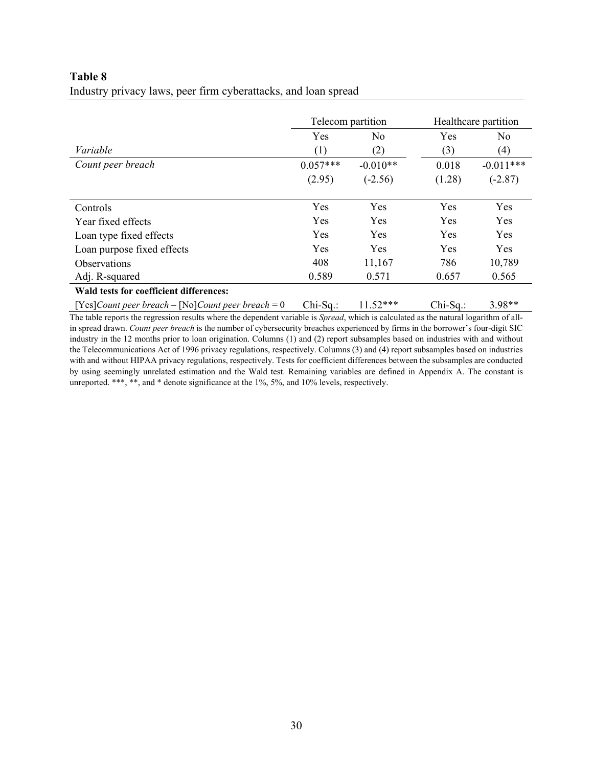**Table 8**
Industry privacy laws, peer firm cyberattacks, and loan spread

| | Telecom partition | | Healthcare partition | |
|---|---|---|---|---|
| | Yes | No | Yes | No |
| *Variable* | (1) | (2) | (3) | (4) |
| *Count peer breach* | 0.057*** | -0.010** | 0.018 | -0.011*** |
| | (2.95) | (-2.56) | (1.28) | (-2.87) |
| Controls | Yes | Yes | Yes | Yes |
| Year fixed effects | Yes | Yes | Yes | Yes |
| Loan type fixed effects | Yes | Yes | Yes | Yes |
| Loan purpose fixed effects | Yes | Yes | Yes | Yes |
| Observations | 408 | 11,167 | 786 | 10,789 |
| Adj. R-squared | 0.589 | 0.571 | 0.657 | 0.565 |
| **Wald tests for coefficient differences:** | | | | |
| [Yes]*Count peer breach* – [No]*Count peer breach* = 0 | Chi-Sq.: | 11.52*** | Chi-Sq.: | 3.98** |

The table reports the regression results where the dependent variable is *Spread*, which is calculated as the natural logarithm of all-in spread drawn. *Count peer breach* is the number of cybersecurity breaches experienced by firms in the borrower's four-digit SIC industry in the 12 months prior to loan origination. Columns (1) and (2) report subsamples based on industries with and without the Telecommunications Act of 1996 privacy regulations, respectively. Columns (3) and (4) report subsamples based on industries with and without HIPAA privacy regulations, respectively. Tests for coefficient differences between the subsamples are conducted by using seemingly unrelated estimation and the Wald test. Remaining variables are defined in Appendix A. The constant is unreported. ***, **, and * denote significance at the 1%, 5%, and 10% levels, respectively.